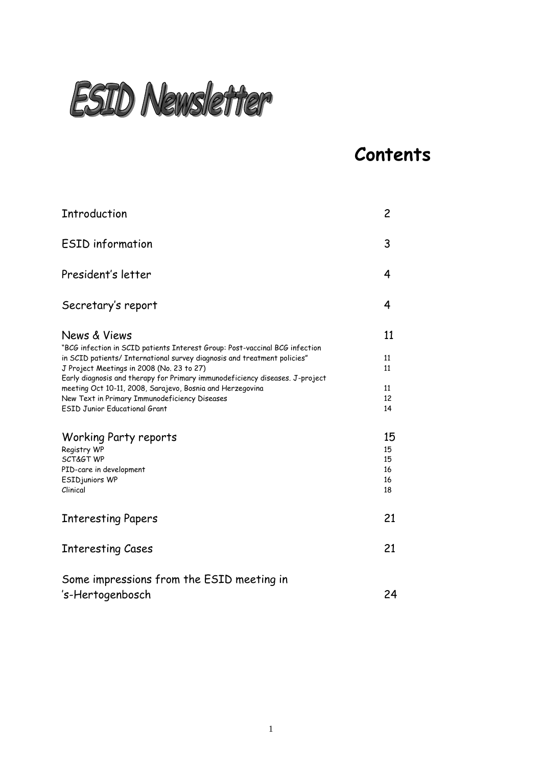# ESID Newsletter

## Contents

| | |
|---|---|
| Introduction | 2 |
| ESID information | 3 |
| President's letter | 4 |
| Secretary's report | 4 |
| News & Views | 11 |
| "BCG infection in SCID patients Interest Group: Post-vaccinal BCG infection in SCID patients/ International survey diagnosis and treatment policies" | 11 |
| J Project Meetings in 2008 (No. 23 to 27) | 11 |
| Early diagnosis and therapy for Primary immunodeficiency diseases. J-project meeting Oct 10-11, 2008, Sarajevo, Bosnia and Herzegovina | 11 |
| New Text in Primary Immunodeficiency Diseases | 12 |
| ESID Junior Educational Grant | 14 |
| Working Party reports | 15 |
| Registry WP | 15 |
| SCT&GT WP | 15 |
| PID-care in development | 16 |
| ESIDjuniors WP | 16 |
| Clinical | 18 |
| Interesting Papers | 21 |
| Interesting Cases | 21 |
| Some impressions from the ESID meeting in 's-Hertogenbosch | 24 |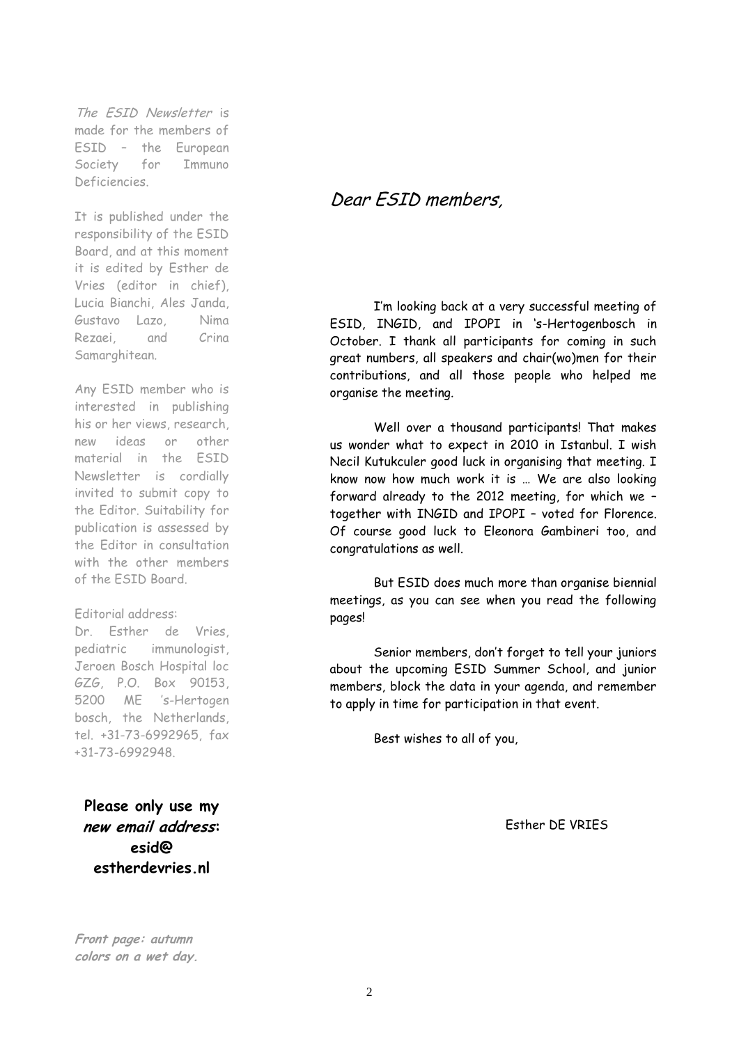*The ESID Newsletter* is made for the members of ESID – the European Society for Immuno Deficiencies.

It is published under the responsibility of the ESID Board, and at this moment it is edited by Esther de Vries (editor in chief), Lucia Bianchi, Ales Janda, Gustavo Lazo, Nima Rezaei, and Crina Samarghitean.

Any ESID member who is interested in publishing his or her views, research, new ideas or other material in the ESID Newsletter is cordially invited to submit copy to the Editor. Suitability for publication is assessed by the Editor in consultation with the other members of the ESID Board.

Editorial address:
Dr. Esther de Vries, pediatric immunologist, Jeroen Bosch Hospital loc GZG, P.O. Box 90153, 5200 ME 's-Hertogen bosch, the Netherlands, tel. +31-73-6992965, fax +31-73-6992948.

**Please only use my *new email address*: esid@ estherdevries.nl**

***Front page: autumn colors on a wet day.***

## *Dear ESID members,*

I'm looking back at a very successful meeting of ESID, INGID, and IPOPI in 's-Hertogenbosch in October. I thank all participants for coming in such great numbers, all speakers and chair(wo)men for their contributions, and all those people who helped me organise the meeting.

Well over a thousand participants! That makes us wonder what to expect in 2010 in Istanbul. I wish Necil Kutukculer good luck in organising that meeting. I know now how much work it is … We are also looking forward already to the 2012 meeting, for which we – together with INGID and IPOPI – voted for Florence. Of course good luck to Eleonora Gambineri too, and congratulations as well.

But ESID does much more than organise biennial meetings, as you can see when you read the following pages!

Senior members, don't forget to tell your juniors about the upcoming ESID Summer School, and junior members, block the data in your agenda, and remember to apply in time for participation in that event.

Best wishes to all of you,

Esther DE VRIES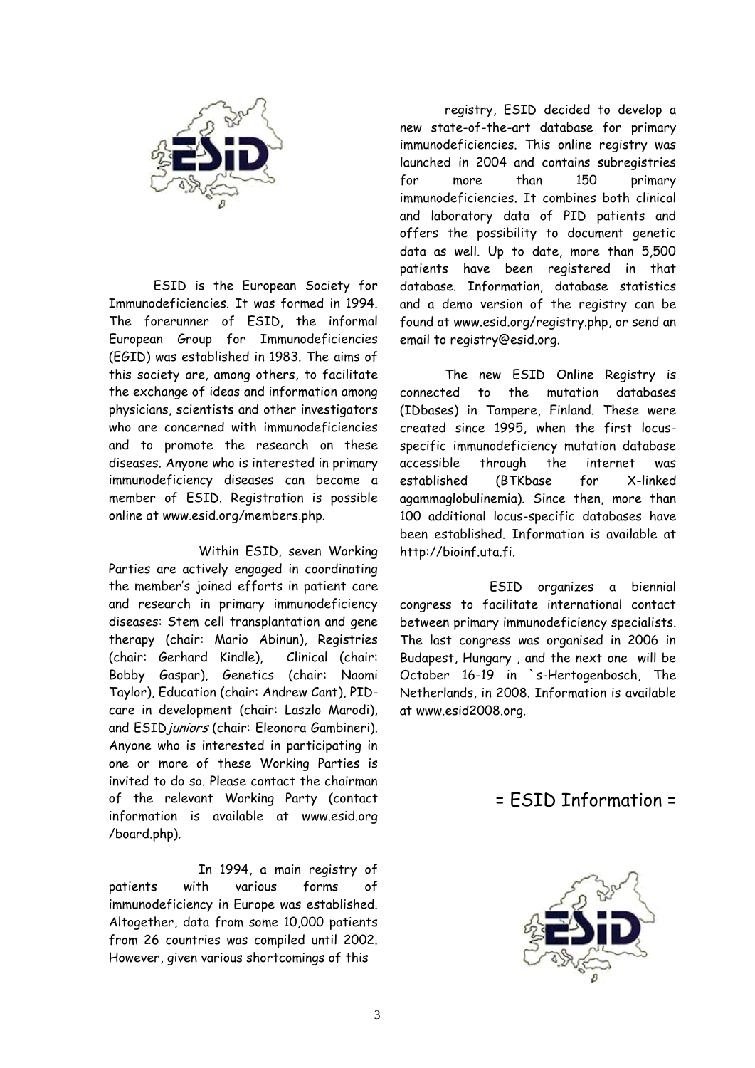ESID is the European Society for Immunodeficiencies. It was formed in 1994. The forerunner of ESID, the informal European Group for Immunodeficiencies (EGID) was established in 1983. The aims of this society are, among others, to facilitate the exchange of ideas and information among physicians, scientists and other investigators who are concerned with immunodeficiencies and to promote the research on these diseases. Anyone who is interested in primary immunodeficiency diseases can become a member of ESID. Registration is possible online at www.esid.org/members.php.

Within ESID, seven Working Parties are actively engaged in coordinating the member's joined efforts in patient care and research in primary immunodeficiency diseases: Stem cell transplantation and gene therapy (chair: Mario Abinun), Registries (chair: Gerhard Kindle), Clinical (chair: Bobby Gaspar), Genetics (chair: Naomi Taylor), Education (chair: Andrew Cant), PID-care in development (chair: Laszlo Marodi), and ESID*juniors* (chair: Eleonora Gambineri). Anyone who is interested in participating in one or more of these Working Parties is invited to do so. Please contact the chairman of the relevant Working Party (contact information is available at www.esid.org /board.php).

In 1994, a main registry of patients with various forms of immunodeficiency in Europe was established. Altogether, data from some 10,000 patients from 26 countries was compiled until 2002. However, given various shortcomings of this registry, ESID decided to develop a new state-of-the-art database for primary immunodeficiencies. This online registry was launched in 2004 and contains subregistries for more than 150 primary immunodeficiencies. It combines both clinical and laboratory data of PID patients and offers the possibility to document genetic data as well. Up to date, more than 5,500 patients have been registered in that database. Information, database statistics and a demo version of the registry can be found at www.esid.org/registry.php, or send an email to registry@esid.org.

The new ESID Online Registry is connected to the mutation databases (IDbases) in Tampere, Finland. These were created since 1995, when the first locus-specific immunodeficiency mutation database accessible through the internet was established (BTKbase for X-linked agammaglobulinemia). Since then, more than 100 additional locus-specific databases have been established. Information is available at http://bioinf.uta.fi.

ESID organizes a biennial congress to facilitate international contact between primary immunodeficiency specialists. The last congress was organised in 2006 in Budapest, Hungary , and the next one will be October 16-19 in `s-Hertogenbosch, The Netherlands, in 2008. Information is available at www.esid2008.org.

= ESID Information =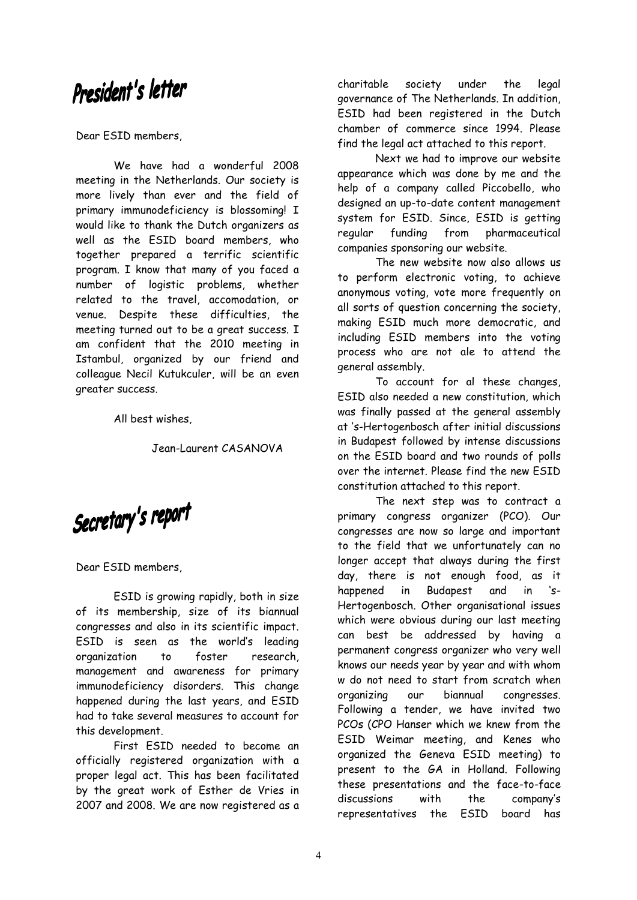# President's letter

Dear ESID members,

We have had a wonderful 2008 meeting in the Netherlands. Our society is more lively than ever and the field of primary immunodeficiency is blossoming! I would like to thank the Dutch organizers as well as the ESID board members, who together prepared a terrific scientific program. I know that many of you faced a number of logistic problems, whether related to the travel, accomodation, or venue. Despite these difficulties, the meeting turned out to be a great success. I am confident that the 2010 meeting in Istambul, organized by our friend and colleague Necil Kutukculer, will be an even greater success.

All best wishes,

Jean-Laurent CASANOVA

# Secretary's report

Dear ESID members,

ESID is growing rapidly, both in size of its membership, size of its biannual congresses and also in its scientific impact. ESID is seen as the world's leading organization to foster research, management and awareness for primary immunodeficiency disorders. This change happened during the last years, and ESID had to take several measures to account for this development.

First ESID needed to become an officially registered organization with a proper legal act. This has been facilitated by the great work of Esther de Vries in 2007 and 2008. We are now registered as a charitable society under the legal governance of The Netherlands. In addition, ESID had been registered in the Dutch chamber of commerce since 1994. Please find the legal act attached to this report.

Next we had to improve our website appearance which was done by me and the help of a company called Piccobello, who designed an up-to-date content management system for ESID. Since, ESID is getting regular funding from pharmaceutical companies sponsoring our website.

The new website now also allows us to perform electronic voting, to achieve anonymous voting, vote more frequently on all sorts of question concerning the society, making ESID much more democratic, and including ESID members into the voting process who are not ale to attend the general assembly.

To account for al these changes, ESID also needed a new constitution, which was finally passed at the general assembly at 's-Hertogenbosch after initial discussions in Budapest followed by intense discussions on the ESID board and two rounds of polls over the internet. Please find the new ESID constitution attached to this report.

The next step was to contract a primary congress organizer (PCO). Our congresses are now so large and important to the field that we unfortunately can no longer accept that always during the first day, there is not enough food, as it happened in Budapest and in 's-Hertogenbosch. Other organisational issues which were obvious during our last meeting can best be addressed by having a permanent congress organizer who very well knows our needs year by year and with whom w do not need to start from scratch when organizing our biannual congresses. Following a tender, we have invited two PCOs (CPO Hanser which we knew from the ESID Weimar meeting, and Kenes who organized the Geneva ESID meeting) to present to the GA in Holland. Following these presentations and the face-to-face discussions with the company's representatives the ESID board has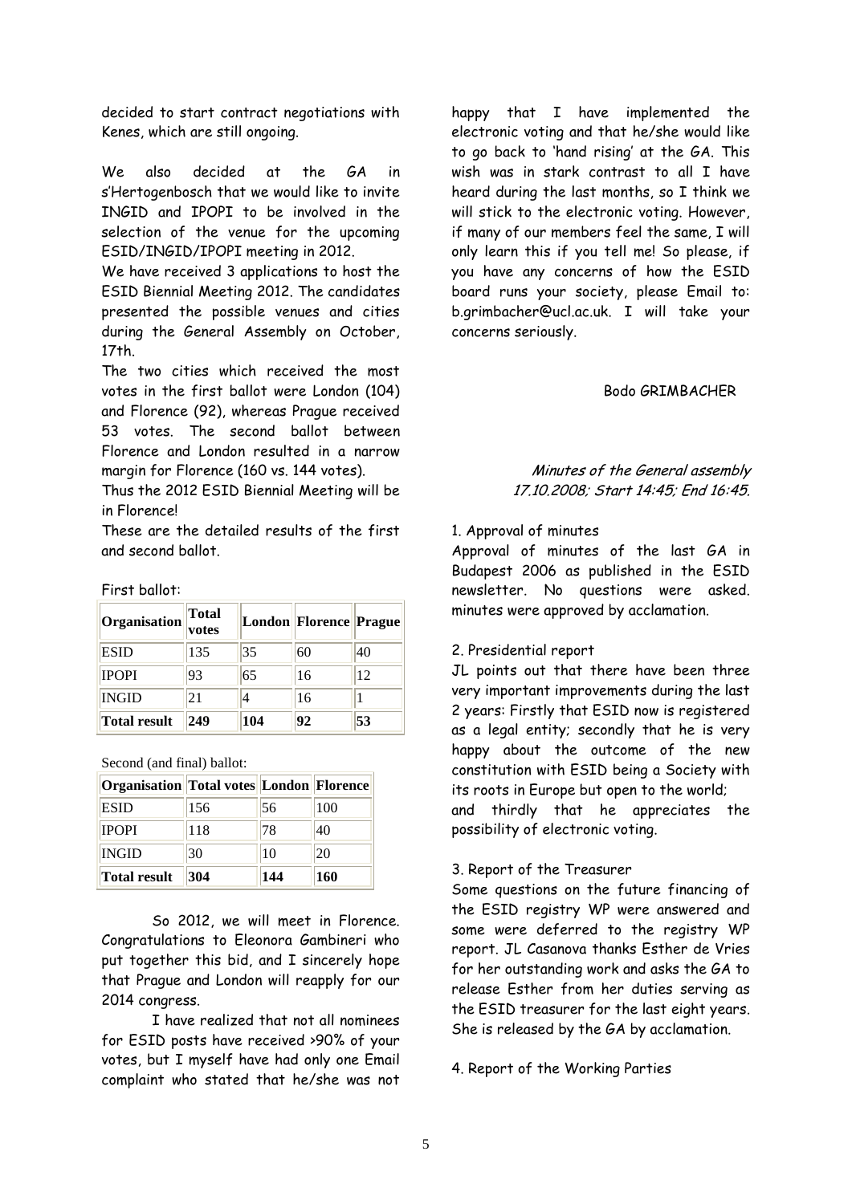decided to start contract negotiations with Kenes, which are still ongoing.

We also decided at the GA in s'Hertogenbosch that we would like to invite INGID and IPOPI to be involved in the selection of the venue for the upcoming ESID/INGID/IPOPI meeting in 2012.

We have received 3 applications to host the ESID Biennial Meeting 2012. The candidates presented the possible venues and cities during the General Assembly on October, 17th.

The two cities which received the most votes in the first ballot were London (104) and Florence (92), whereas Prague received 53 votes. The second ballot between Florence and London resulted in a narrow margin for Florence (160 vs. 144 votes).

Thus the 2012 ESID Biennial Meeting will be in Florence!

These are the detailed results of the first and second ballot.

First ballot:

| Organisation | Total votes | London | Florence | Prague |
|---|---|---|---|---|
| ESID | 135 | 35 | 60 | 40 |
| IPOPI | 93 | 65 | 16 | 12 |
| INGID | 21 | 4 | 16 | 1 |
| **Total result** | **249** | **104** | **92** | **53** |

Second (and final) ballot:

| Organisation | Total votes | London | Florence |
|---|---|---|---|
| ESID | 156 | 56 | 100 |
| IPOPI | 118 | 78 | 40 |
| INGID | 30 | 10 | 20 |
| **Total result** | **304** | **144** | **160** |

So 2012, we will meet in Florence. Congratulations to Eleonora Gambineri who put together this bid, and I sincerely hope that Prague and London will reapply for our 2014 congress.

I have realized that not all nominees for ESID posts have received >90% of your votes, but I myself have had only one Email complaint who stated that he/she was not happy that I have implemented the electronic voting and that he/she would like to go back to 'hand rising' at the GA. This wish was in stark contrast to all I have heard during the last months, so I think we will stick to the electronic voting. However, if many of our members feel the same, I will only learn this if you tell me! So please, if you have any concerns of how the ESID board runs your society, please Email to: b.grimbacher@ucl.ac.uk. I will take your concerns seriously.

Bodo GRIMBACHER

*Minutes of the General assembly 17.10.2008; Start 14:45; End 16:45.*

1. Approval of minutes

Approval of minutes of the last GA in Budapest 2006 as published in the ESID newsletter. No questions were asked. minutes were approved by acclamation.

2. Presidential report

JL points out that there have been three very important improvements during the last 2 years: Firstly that ESID now is registered as a legal entity; secondly that he is very happy about the outcome of the new constitution with ESID being a Society with its roots in Europe but open to the world; and thirdly that he appreciates the possibility of electronic voting.

3. Report of the Treasurer

Some questions on the future financing of the ESID registry WP were answered and some were deferred to the registry WP report. JL Casanova thanks Esther de Vries for her outstanding work and asks the GA to release Esther from her duties serving as the ESID treasurer for the last eight years. She is released by the GA by acclamation.

4. Report of the Working Parties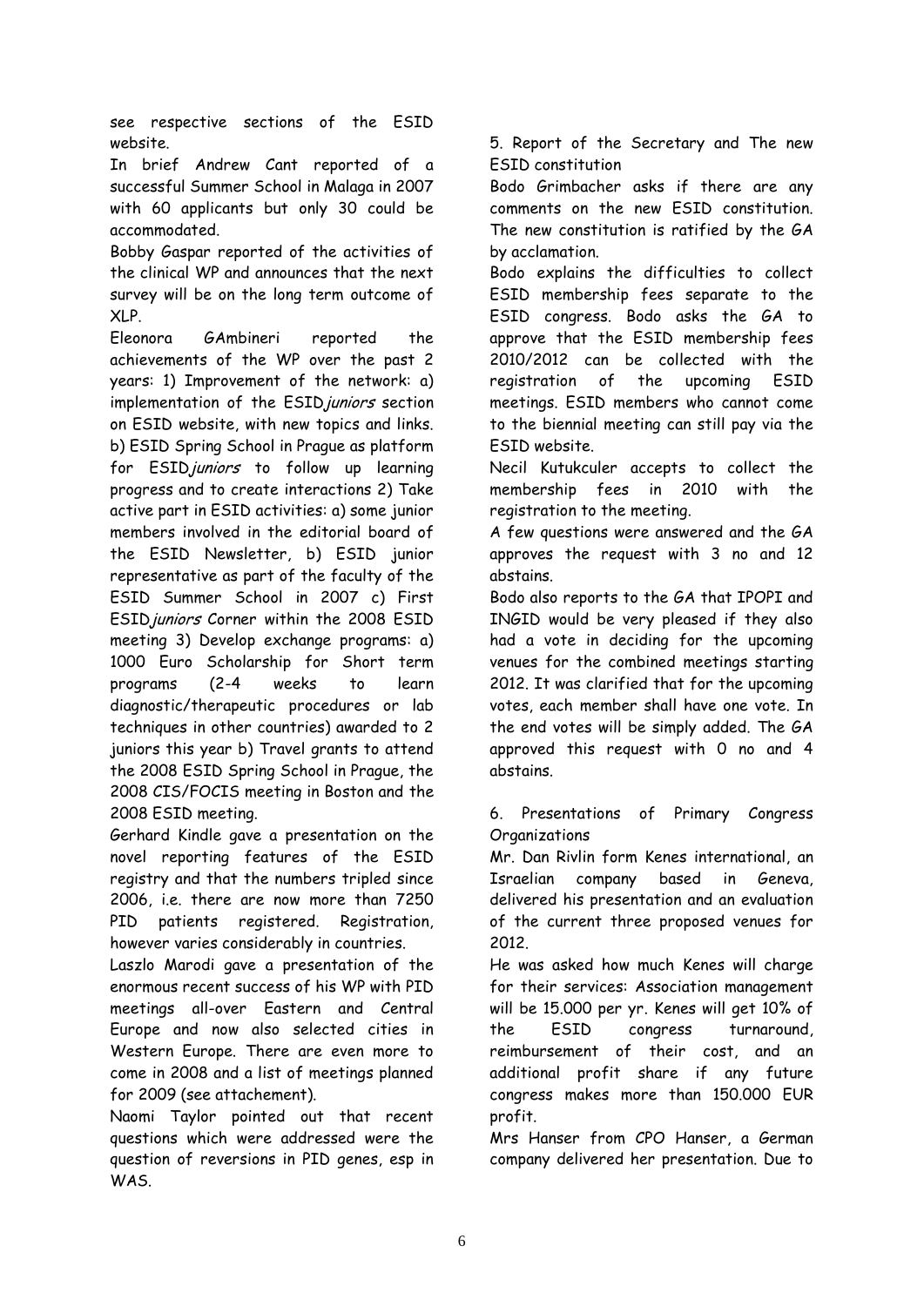see respective sections of the ESID website.

In brief Andrew Cant reported of a successful Summer School in Malaga in 2007 with 60 applicants but only 30 could be accommodated.

Bobby Gaspar reported of the activities of the clinical WP and announces that the next survey will be on the long term outcome of XLP.

Eleonora GAmbineri reported the achievements of the WP over the past 2 years: 1) Improvement of the network: a) implementation of the ESID*juniors* section on ESID website, with new topics and links. b) ESID Spring School in Prague as platform for ESID*juniors* to follow up learning progress and to create interactions 2) Take active part in ESID activities: a) some junior members involved in the editorial board of the ESID Newsletter, b) ESID junior representative as part of the faculty of the ESID Summer School in 2007 c) First ESID*juniors* Corner within the 2008 ESID meeting 3) Develop exchange programs: a) 1000 Euro Scholarship for Short term programs (2-4 weeks to learn diagnostic/therapeutic procedures or lab techniques in other countries) awarded to 2 juniors this year b) Travel grants to attend the 2008 ESID Spring School in Prague, the 2008 CIS/FOCIS meeting in Boston and the 2008 ESID meeting.

Gerhard Kindle gave a presentation on the novel reporting features of the ESID registry and that the numbers tripled since 2006, i.e. there are now more than 7250 PID patients registered. Registration, however varies considerably in countries.

Laszlo Marodi gave a presentation of the enormous recent success of his WP with PID meetings all-over Eastern and Central Europe and now also selected cities in Western Europe. There are even more to come in 2008 and a list of meetings planned for 2009 (see attachement).

Naomi Taylor pointed out that recent questions which were addressed were the question of reversions in PID genes, esp in WAS.

5. Report of the Secretary and The new ESID constitution

Bodo Grimbacher asks if there are any comments on the new ESID constitution. The new constitution is ratified by the GA by acclamation.

Bodo explains the difficulties to collect ESID membership fees separate to the ESID congress. Bodo asks the GA to approve that the ESID membership fees 2010/2012 can be collected with the registration of the upcoming ESID meetings. ESID members who cannot come to the biennial meeting can still pay via the ESID website.

Necil Kutukculer accepts to collect the membership fees in 2010 with the registration to the meeting.

A few questions were answered and the GA approves the request with 3 no and 12 abstains.

Bodo also reports to the GA that IPOPI and INGID would be very pleased if they also had a vote in deciding for the upcoming venues for the combined meetings starting 2012. It was clarified that for the upcoming votes, each member shall have one vote. In the end votes will be simply added. The GA approved this request with 0 no and 4 abstains.

6. Presentations of Primary Congress Organizations

Mr. Dan Rivlin form Kenes international, an Israelian company based in Geneva, delivered his presentation and an evaluation of the current three proposed venues for 2012.

He was asked how much Kenes will charge for their services: Association management will be 15.000 per yr. Kenes will get 10% of the ESID congress turnaround, reimbursement of their cost, and an additional profit share if any future congress makes more than 150.000 EUR profit.

Mrs Hanser from CPO Hanser, a German company delivered her presentation. Due to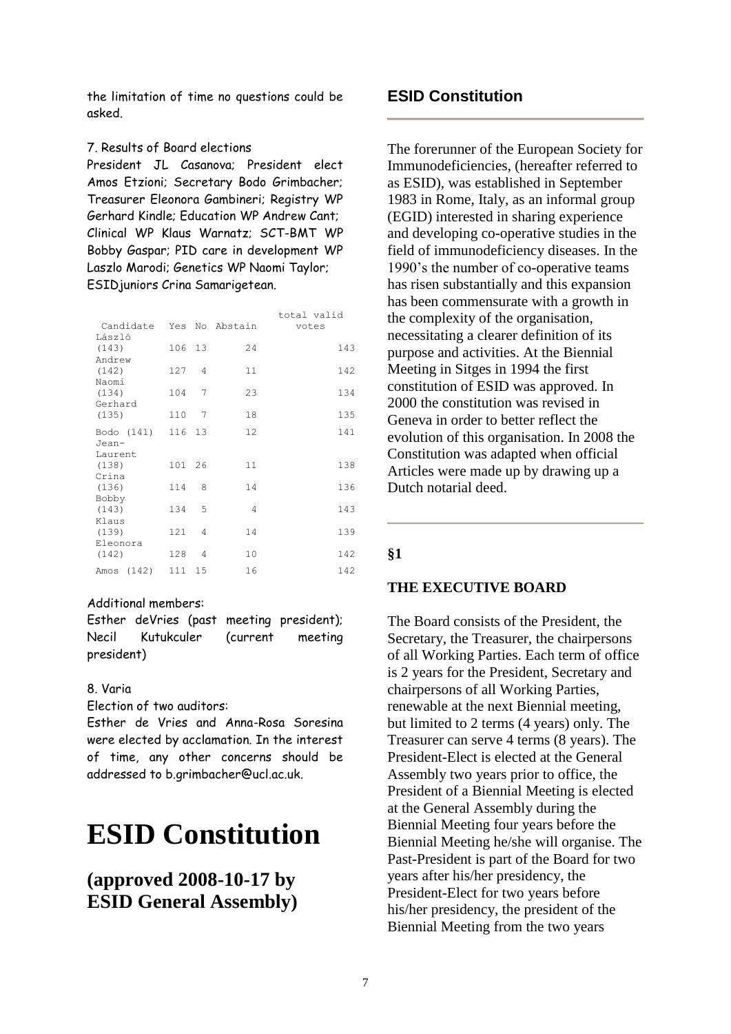the limitation of time no questions could be asked.

7. Results of Board elections

President JL Casanova; President elect Amos Etzioni; Secretary Bodo Grimbacher; Treasurer Eleonora Gambineri; Registry WP Gerhard Kindle; Education WP Andrew Cant; Clinical WP Klaus Warnatz; SCT-BMT WP Bobby Gaspar; PID care in development WP Laszlo Marodi; Genetics WP Naomi Taylor; ESIDjuniors Crina Samarigetean.

| Candidate | Yes | No | Abstain | total valid votes |
|---|---|---|---|---|
| László (143) | 106 | 13 | 24 | 143 |
| Andrew (142) | 127 | 4 | 11 | 142 |
| Naomi (134) | 104 | 7 | 23 | 134 |
| Gerhard (135) | 110 | 7 | 18 | 135 |
| Bodo (141) | 116 | 13 | 12 | 141 |
| Jean-Laurent (138) | 101 | 26 | 11 | 138 |
| Crina (136) | 114 | 8 | 14 | 136 |
| Bobby (143) | 134 | 5 | 4 | 143 |
| Klaus (139) | 121 | 4 | 14 | 139 |
| Eleonora (142) | 128 | 4 | 10 | 142 |
| Amos (142) | 111 | 15 | 16 | 142 |

Additional members:

Esther deVries (past meeting president); Necil Kutukculer (current meeting president)

8. Varia

Election of two auditors:

Esther de Vries and Anna-Rosa Soresina were elected by acclamation. In the interest of time, any other concerns should be addressed to b.grimbacher@ucl.ac.uk.

# ESID Constitution

## (approved 2008-10-17 by ESID General Assembly)

### ESID Constitution

The forerunner of the European Society for Immunodeficiencies, (hereafter referred to as ESID), was established in September 1983 in Rome, Italy, as an informal group (EGID) interested in sharing experience and developing co-operative studies in the field of immunodeficiency diseases. In the 1990's the number of co-operative teams has risen substantially and this expansion has been commensurate with a growth in the complexity of the organisation, necessitating a clearer definition of its purpose and activities. At the Biennial Meeting in Sitges in 1994 the first constitution of ESID was approved. In 2000 the constitution was revised in Geneva in order to better reflect the evolution of this organisation. In 2008 the Constitution was adapted when official Articles were made up by drawing up a Dutch notarial deed.

### §1

### THE EXECUTIVE BOARD

The Board consists of the President, the Secretary, the Treasurer, the chairpersons of all Working Parties. Each term of office is 2 years for the President, Secretary and chairpersons of all Working Parties, renewable at the next Biennial meeting, but limited to 2 terms (4 years) only. The Treasurer can serve 4 terms (8 years). The President-Elect is elected at the General Assembly two years prior to office, the President of a Biennial Meeting is elected at the General Assembly during the Biennial Meeting four years before the Biennial Meeting he/she will organise. The Past-President is part of the Board for two years after his/her presidency, the President-Elect for two years before his/her presidency, the president of the Biennial Meeting from the two years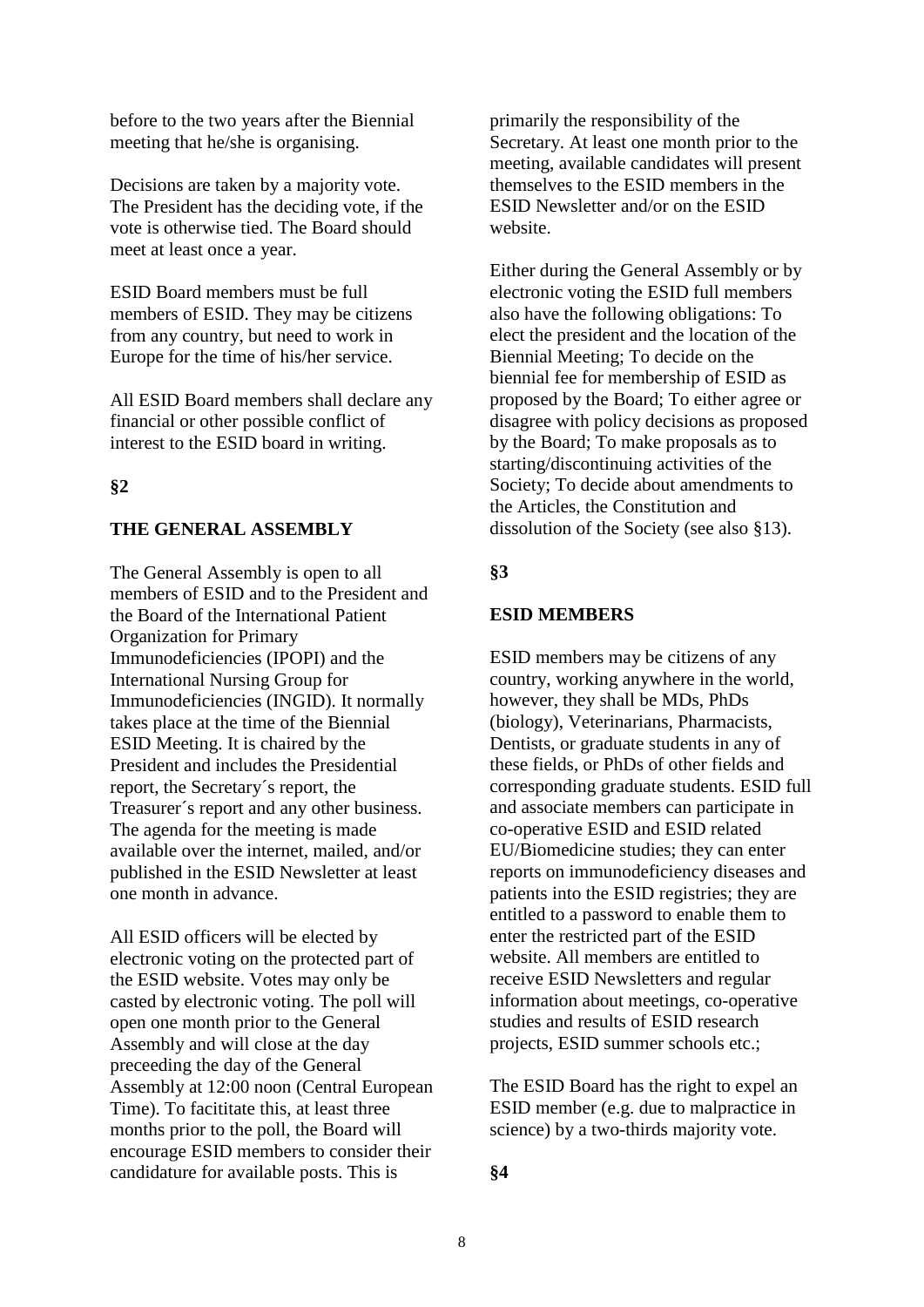before to the two years after the Biennial meeting that he/she is organising.

Decisions are taken by a majority vote. The President has the deciding vote, if the vote is otherwise tied. The Board should meet at least once a year.

ESID Board members must be full members of ESID. They may be citizens from any country, but need to work in Europe for the time of his/her service.

All ESID Board members shall declare any financial or other possible conflict of interest to the ESID board in writing.

**§2**

**THE GENERAL ASSEMBLY**

The General Assembly is open to all members of ESID and to the President and the Board of the International Patient Organization for Primary Immunodeficiencies (IPOPI) and the International Nursing Group for Immunodeficiencies (INGID). It normally takes place at the time of the Biennial ESID Meeting. It is chaired by the President and includes the Presidential report, the Secretary´s report, the Treasurer´s report and any other business. The agenda for the meeting is made available over the internet, mailed, and/or published in the ESID Newsletter at least one month in advance.

All ESID officers will be elected by electronic voting on the protected part of the ESID website. Votes may only be casted by electronic voting. The poll will open one month prior to the General Assembly and will close at the day preceeding the day of the General Assembly at 12:00 noon (Central European Time). To facititate this, at least three months prior to the poll, the Board will encourage ESID members to consider their candidature for available posts. This is primarily the responsibility of the Secretary. At least one month prior to the meeting, available candidates will present themselves to the ESID members in the ESID Newsletter and/or on the ESID website.

Either during the General Assembly or by electronic voting the ESID full members also have the following obligations: To elect the president and the location of the Biennial Meeting; To decide on the biennial fee for membership of ESID as proposed by the Board; To either agree or disagree with policy decisions as proposed by the Board; To make proposals as to starting/discontinuing activities of the Society; To decide about amendments to the Articles, the Constitution and dissolution of the Society (see also §13).

**§3**

**ESID MEMBERS**

ESID members may be citizens of any country, working anywhere in the world, however, they shall be MDs, PhDs (biology), Veterinarians, Pharmacists, Dentists, or graduate students in any of these fields, or PhDs of other fields and corresponding graduate students. ESID full and associate members can participate in co-operative ESID and ESID related EU/Biomedicine studies; they can enter reports on immunodeficiency diseases and patients into the ESID registries; they are entitled to a password to enable them to enter the restricted part of the ESID website. All members are entitled to receive ESID Newsletters and regular information about meetings, co-operative studies and results of ESID research projects, ESID summer schools etc.;

The ESID Board has the right to expel an ESID member (e.g. due to malpractice in science) by a two-thirds majority vote.

**§4**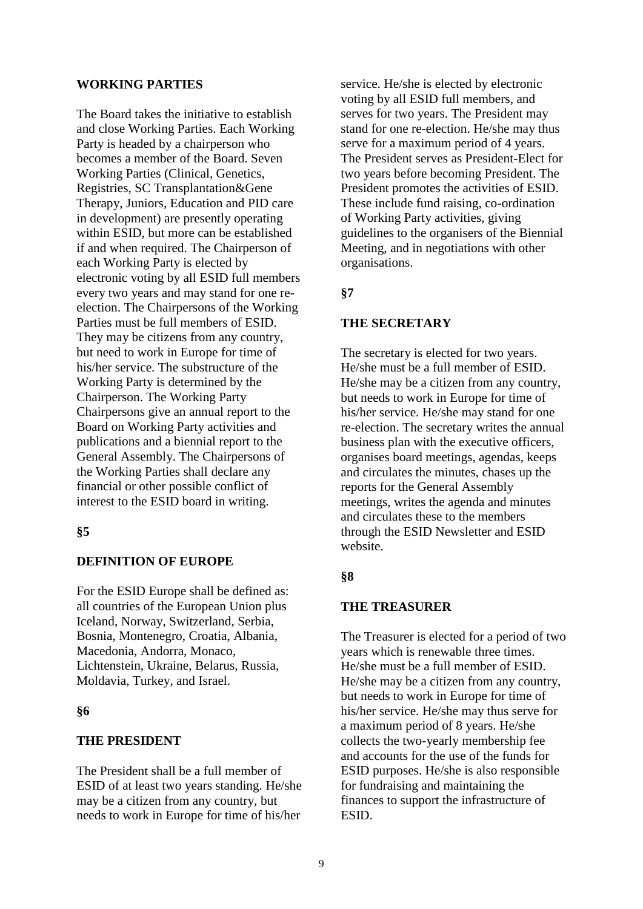## WORKING PARTIES

The Board takes the initiative to establish and close Working Parties. Each Working Party is headed by a chairperson who becomes a member of the Board. Seven Working Parties (Clinical, Genetics, Registries, SC Transplantation&Gene Therapy, Juniors, Education and PID care in development) are presently operating within ESID, but more can be established if and when required. The Chairperson of each Working Party is elected by electronic voting by all ESID full members every two years and may stand for one re-election. The Chairpersons of the Working Parties must be full members of ESID. They may be citizens from any country, but need to work in Europe for time of his/her service. The substructure of the Working Party is determined by the Chairperson. The Working Party Chairpersons give an annual report to the Board on Working Party activities and publications and a biennial report to the General Assembly. The Chairpersons of the Working Parties shall declare any financial or other possible conflict of interest to the ESID board in writing.

## §5

## DEFINITION OF EUROPE

For the ESID Europe shall be defined as: all countries of the European Union plus Iceland, Norway, Switzerland, Serbia, Bosnia, Montenegro, Croatia, Albania, Macedonia, Andorra, Monaco, Lichtenstein, Ukraine, Belarus, Russia, Moldavia, Turkey, and Israel.

## §6

## THE PRESIDENT

The President shall be a full member of ESID of at least two years standing. He/she may be a citizen from any country, but needs to work in Europe for time of his/her service. He/she is elected by electronic voting by all ESID full members, and serves for two years. The President may stand for one re-election. He/she may thus serve for a maximum period of 4 years. The President serves as President-Elect for two years before becoming President. The President promotes the activities of ESID. These include fund raising, co-ordination of Working Party activities, giving guidelines to the organisers of the Biennial Meeting, and in negotiations with other organisations.

## §7

## THE SECRETARY

The secretary is elected for two years. He/she must be a full member of ESID. He/she may be a citizen from any country, but needs to work in Europe for time of his/her service. He/she may stand for one re-election. The secretary writes the annual business plan with the executive officers, organises board meetings, agendas, keeps and circulates the minutes, chases up the reports for the General Assembly meetings, writes the agenda and minutes and circulates these to the members through the ESID Newsletter and ESID website.

## §8

## THE TREASURER

The Treasurer is elected for a period of two years which is renewable three times. He/she must be a full member of ESID. He/she may be a citizen from any country, but needs to work in Europe for time of his/her service. He/she may thus serve for a maximum period of 8 years. He/she collects the two-yearly membership fee and accounts for the use of the funds for ESID purposes. He/she is also responsible for fundraising and maintaining the finances to support the infrastructure of ESID.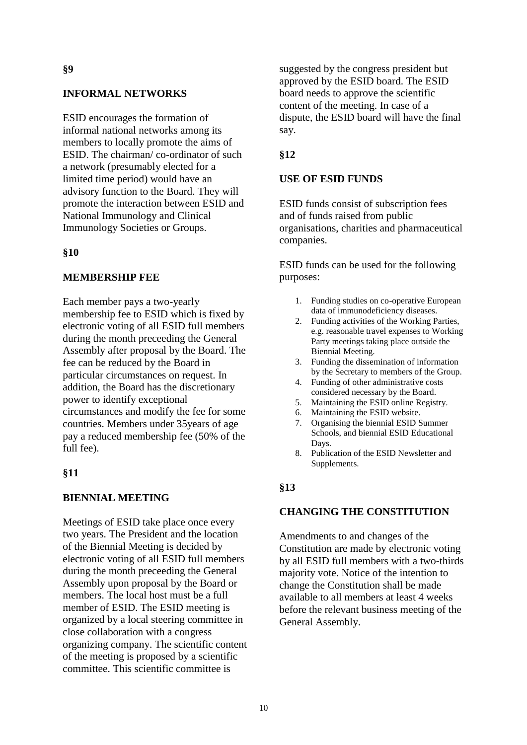§9

## INFORMAL NETWORKS

ESID encourages the formation of informal national networks among its members to locally promote the aims of ESID. The chairman/ co-ordinator of such a network (presumably elected for a limited time period) would have an advisory function to the Board. They will promote the interaction between ESID and National Immunology and Clinical Immunology Societies or Groups.

§10

## MEMBERSHIP FEE

Each member pays a two-yearly membership fee to ESID which is fixed by electronic voting of all ESID full members during the month preceeding the General Assembly after proposal by the Board. The fee can be reduced by the Board in particular circumstances on request. In addition, the Board has the discretionary power to identify exceptional circumstances and modify the fee for some countries. Members under 35years of age pay a reduced membership fee (50% of the full fee).

§11

## BIENNIAL MEETING

Meetings of ESID take place once every two years. The President and the location of the Biennial Meeting is decided by electronic voting of all ESID full members during the month preceeding the General Assembly upon proposal by the Board or members. The local host must be a full member of ESID. The ESID meeting is organized by a local steering committee in close collaboration with a congress organizing company. The scientific content of the meeting is proposed by a scientific committee. This scientific committee is suggested by the congress president but approved by the ESID board. The ESID board needs to approve the scientific content of the meeting. In case of a dispute, the ESID board will have the final say.

§12

## USE OF ESID FUNDS

ESID funds consist of subscription fees and of funds raised from public organisations, charities and pharmaceutical companies.

ESID funds can be used for the following purposes:

1. Funding studies on co-operative European data of immunodeficiency diseases.
2. Funding activities of the Working Parties, e.g. reasonable travel expenses to Working Party meetings taking place outside the Biennial Meeting.
3. Funding the dissemination of information by the Secretary to members of the Group.
4. Funding of other administrative costs considered necessary by the Board.
5. Maintaining the ESID online Registry.
6. Maintaining the ESID website.
7. Organising the biennial ESID Summer Schools, and biennial ESID Educational Days.
8. Publication of the ESID Newsletter and Supplements.

§13

## CHANGING THE CONSTITUTION

Amendments to and changes of the Constitution are made by electronic voting by all ESID full members with a two-thirds majority vote. Notice of the intention to change the Constitution shall be made available to all members at least 4 weeks before the relevant business meeting of the General Assembly.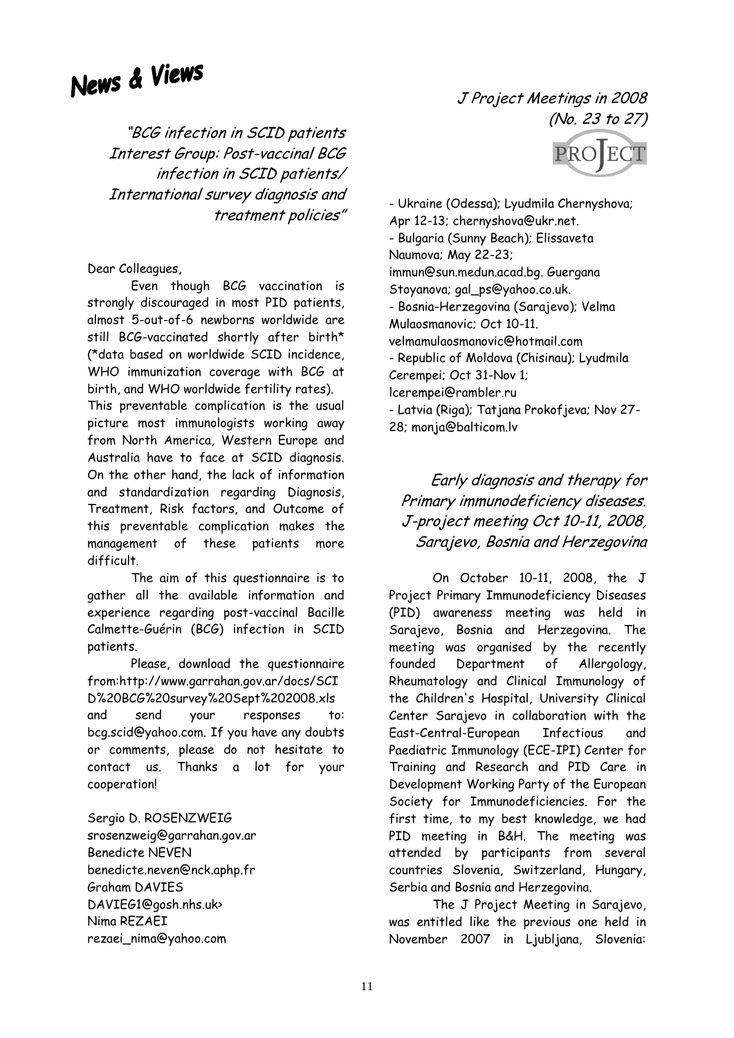# News & Views

### *"BCG infection in SCID patients Interest Group: Post-vaccinal BCG infection in SCID patients/ International survey diagnosis and treatment policies"*

Dear Colleagues,

Even though BCG vaccination is strongly discouraged in most PID patients, almost 5-out-of-6 newborns worldwide are still BCG-vaccinated shortly after birth* (*data based on worldwide SCID incidence, WHO immunization coverage with BCG at birth, and WHO worldwide fertility rates). This preventable complication is the usual picture most immunologists working away from North America, Western Europe and Australia have to face at SCID diagnosis. On the other hand, the lack of information and standardization regarding Diagnosis, Treatment, Risk factors, and Outcome of this preventable complication makes the management of these patients more difficult.

The aim of this questionnaire is to gather all the available information and experience regarding post-vaccinal Bacille Calmette-Guérin (BCG) infection in SCID patients.

Please, download the questionnaire from:http://www.garrahan.gov.ar/docs/SCID%20BCG%20survey%20Sept%202008.xls and send your responses to: bcg.scid@yahoo.com. If you have any doubts or comments, please do not hesitate to contact us. Thanks a lot for your cooperation!

Sergio D. ROSENZWEIG
srosenzweig@garrahan.gov.ar
Benedicte NEVEN
benedicte.neven@nck.aphp.fr
Graham DAVIES
DAVIEG1@gosh.nhs.uk>
Nima REZAEI
rezaei_nima@yahoo.com

### *J Project Meetings in 2008 (No. 23 to 27)*

- Ukraine (Odessa); Lyudmila Chernyshova; Apr 12-13; chernyshova@ukr.net.
- Bulgaria (Sunny Beach); Elissaveta Naumova; May 22-23; immun@sun.medun.acad.bg. Guergana Stoyanova; gal_ps@yahoo.co.uk.
- Bosnia-Herzegovina (Sarajevo); Velma Mulaosmanovic; Oct 10-11. velmamulaosmanovic@hotmail.com
- Republic of Moldova (Chisinau); Lyudmila Cerempei; Oct 31-Nov 1; lcerempei@rambler.ru
- Latvia (Riga); Tatjana Prokofjeva; Nov 27-28; monja@balticom.lv

### *Early diagnosis and therapy for Primary immunodeficiency diseases. J-project meeting Oct 10-11, 2008, Sarajevo, Bosnia and Herzegovina*

On October 10-11, 2008, the J Project Primary Immunodeficiency Diseases (PID) awareness meeting was held in Sarajevo, Bosnia and Herzegovina. The meeting was organised by the recently founded Department of Allergology, Rheumatology and Clinical Immunology of the Children's Hospital, University Clinical Center Sarajevo in collaboration with the East-Central-European Infectious and Paediatric Immunology (ECE-IPI) Center for Training and Research and PID Care in Development Working Party of the European Society for Immunodeficiencies. For the first time, to my best knowledge, we had PID meeting in B&H. The meeting was attended by participants from several countries Slovenia, Switzerland, Hungary, Serbia and Bosnia and Herzegovina.

The J Project Meeting in Sarajevo, was entitled like the previous one held in November 2007 in Ljubljana, Slovenia: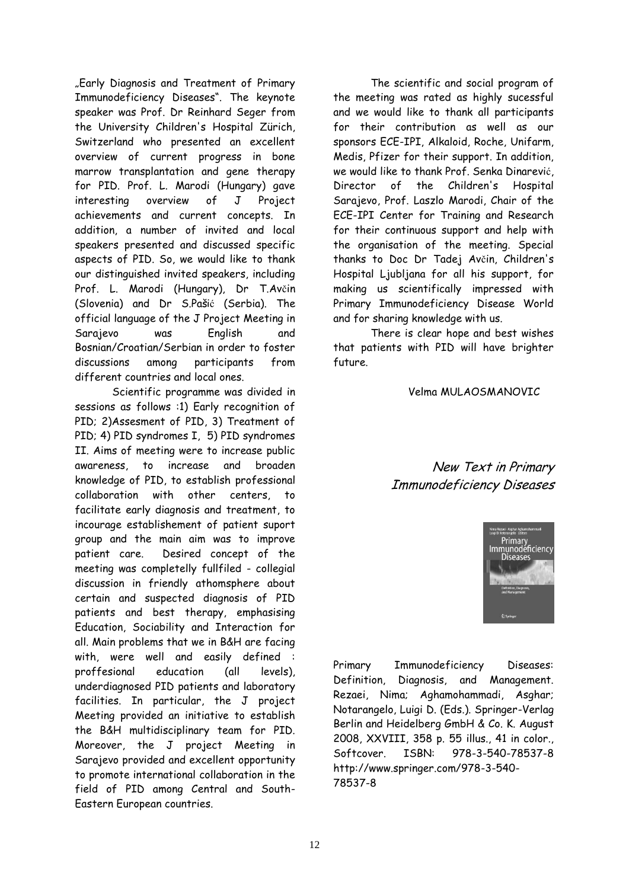„Early Diagnosis and Treatment of Primary Immunodeficiency Diseases". The keynote speaker was Prof. Dr Reinhard Seger from the University Children's Hospital Zürich, Switzerland who presented an excellent overview of current progress in bone marrow transplantation and gene therapy for PID. Prof. L. Marodi (Hungary) gave interesting overview of J Project achievements and current concepts. In addition, a number of invited and local speakers presented and discussed specific aspects of PID. So, we would like to thank our distinguished invited speakers, including Prof. L. Marodi (Hungary), Dr T.Avčin (Slovenia) and Dr S.Pašić (Serbia). The official language of the J Project Meeting in Sarajevo was English and Bosnian/Croatian/Serbian in order to foster discussions among participants from different countries and local ones.

Scientific programme was divided in sessions as follows :1) Early recognition of PID; 2)Assesment of PID, 3) Treatment of PID; 4) PID syndromes I, 5) PID syndromes II. Aims of meeting were to increase public awareness, to increase and broaden knowledge of PID, to establish professional collaboration with other centers, to facilitate early diagnosis and treatment, to incourage establishement of patient suport group and the main aim was to improve patient care. Desired concept of the meeting was completelly fullfiled - collegial discussion in friendly athomsphere about certain and suspected diagnosis of PID patients and best therapy, emphasising Education, Sociability and Interaction for all. Main problems that we in B&H are facing with, were well and easily defined : proffesional education (all levels), underdiagnosed PID patients and laboratory facilities. In particular, the J project Meeting provided an initiative to establish the B&H multidisciplinary team for PID. Moreover, the J project Meeting in Sarajevo provided and excellent opportunity to promote international collaboration in the field of PID among Central and South-Eastern European countries.

The scientific and social program of the meeting was rated as highly sucessful and we would like to thank all participants for their contribution as well as our sponsors ECE-IPI, Alkaloid, Roche, Unifarm, Medis, Pfizer for their support. In addition, we would like to thank Prof. Senka Dinarević, Director of the Children's Hospital Sarajevo, Prof. Laszlo Marodi, Chair of the ECE-IPI Center for Training and Research for their continuous support and help with the organisation of the meeting. Special thanks to Doc Dr Tadej Avčin, Children's Hospital Ljubljana for all his support, for making us scientifically impressed with Primary Immunodeficiency Disease World and for sharing knowledge with us.

There is clear hope and best wishes that patients with PID will have brighter future.

Velma MULAOSMANOVIC

## *New Text in Primary Immunodeficiency Diseases*

Primary Immunodeficiency Diseases: Definition, Diagnosis, and Management. Rezaei, Nima; Aghamohammadi, Asghar; Notarangelo, Luigi D. (Eds.). Springer-Verlag Berlin and Heidelberg GmbH & Co. K. August 2008, XXVIII, 358 p. 55 illus., 41 in color., Softcover. ISBN: 978-3-540-78537-8 http://www.springer.com/978-3-540-78537-8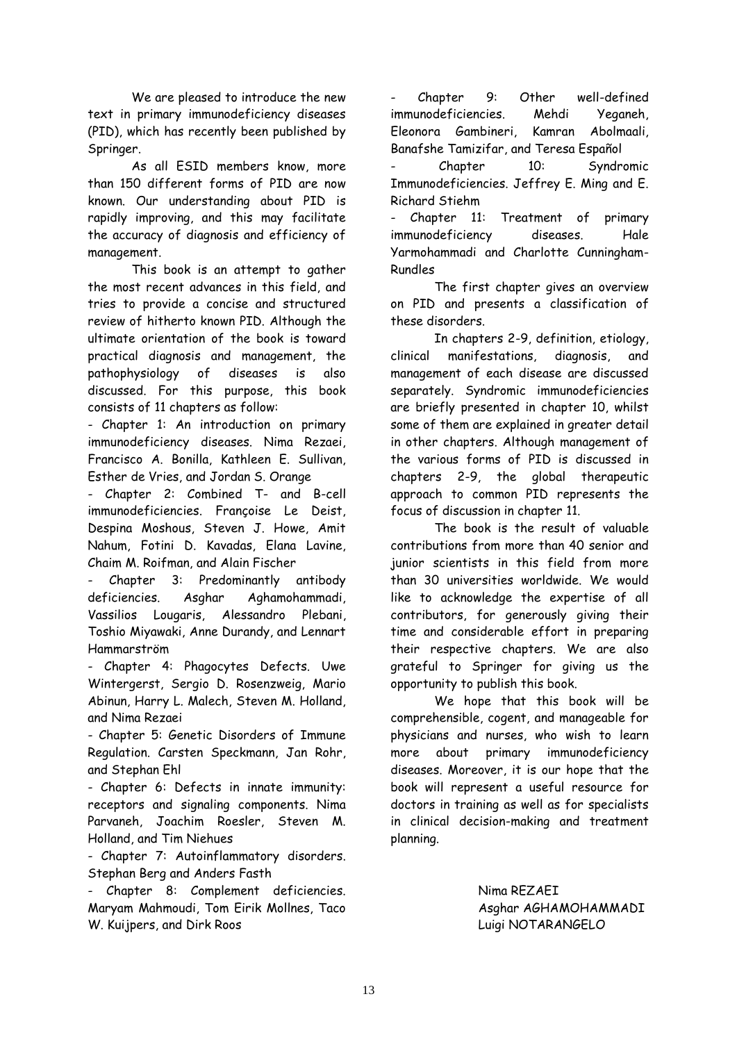We are pleased to introduce the new text in primary immunodeficiency diseases (PID), which has recently been published by Springer.

As all ESID members know, more than 150 different forms of PID are now known. Our understanding about PID is rapidly improving, and this may facilitate the accuracy of diagnosis and efficiency of management.

This book is an attempt to gather the most recent advances in this field, and tries to provide a concise and structured review of hitherto known PID. Although the ultimate orientation of the book is toward practical diagnosis and management, the pathophysiology of diseases is also discussed. For this purpose, this book consists of 11 chapters as follow:

- Chapter 1: An introduction on primary immunodeficiency diseases. Nima Rezaei, Francisco A. Bonilla, Kathleen E. Sullivan, Esther de Vries, and Jordan S. Orange
- Chapter 2: Combined T- and B-cell immunodeficiencies. Françoise Le Deist, Despina Moshous, Steven J. Howe, Amit Nahum, Fotini D. Kavadas, Elana Lavine, Chaim M. Roifman, and Alain Fischer
- Chapter 3: Predominantly antibody deficiencies. Asghar Aghamohammadi, Vassilios Lougaris, Alessandro Plebani, Toshio Miyawaki, Anne Durandy, and Lennart Hammarström
- Chapter 4: Phagocytes Defects. Uwe Wintergerst, Sergio D. Rosenzweig, Mario Abinun, Harry L. Malech, Steven M. Holland, and Nima Rezaei
- Chapter 5: Genetic Disorders of Immune Regulation. Carsten Speckmann, Jan Rohr, and Stephan Ehl
- Chapter 6: Defects in innate immunity: receptors and signaling components. Nima Parvaneh, Joachim Roesler, Steven M. Holland, and Tim Niehues
- Chapter 7: Autoinflammatory disorders. Stephan Berg and Anders Fasth
- Chapter 8: Complement deficiencies. Maryam Mahmoudi, Tom Eirik Mollnes, Taco W. Kuijpers, and Dirk Roos
- Chapter 9: Other well-defined immunodeficiencies. Mehdi Yeganeh, Eleonora Gambineri, Kamran Abolmaali, Banafshe Tamizifar, and Teresa Español
- Chapter 10: Syndromic Immunodeficiencies. Jeffrey E. Ming and E. Richard Stiehm
- Chapter 11: Treatment of primary immunodeficiency diseases. Hale Yarmohammadi and Charlotte Cunningham-Rundles

The first chapter gives an overview on PID and presents a classification of these disorders.

In chapters 2-9, definition, etiology, clinical manifestations, diagnosis, and management of each disease are discussed separately. Syndromic immunodeficiencies are briefly presented in chapter 10, whilst some of them are explained in greater detail in other chapters. Although management of the various forms of PID is discussed in chapters 2-9, the global therapeutic approach to common PID represents the focus of discussion in chapter 11.

The book is the result of valuable contributions from more than 40 senior and junior scientists in this field from more than 30 universities worldwide. We would like to acknowledge the expertise of all contributors, for generously giving their time and considerable effort in preparing their respective chapters. We are also grateful to Springer for giving us the opportunity to publish this book.

We hope that this book will be comprehensible, cogent, and manageable for physicians and nurses, who wish to learn more about primary immunodeficiency diseases. Moreover, it is our hope that the book will represent a useful resource for doctors in training as well as for specialists in clinical decision-making and treatment planning.

Nima REZAEI
Asghar AGHAMOHAMMADI
Luigi NOTARANGELO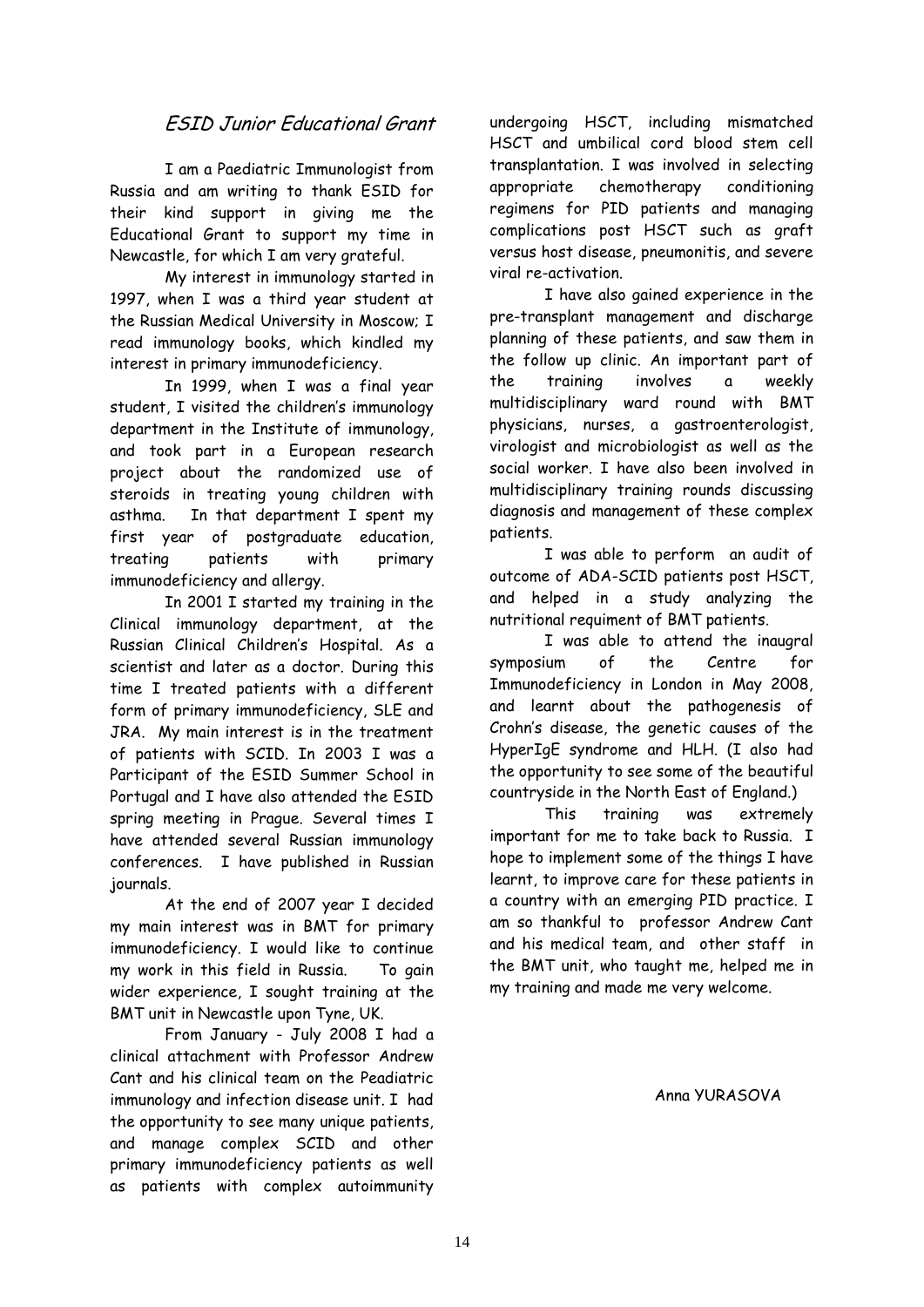## *ESID Junior Educational Grant*

I am a Paediatric Immunologist from Russia and am writing to thank ESID for their kind support in giving me the Educational Grant to support my time in Newcastle, for which I am very grateful.

My interest in immunology started in 1997, when I was a third year student at the Russian Medical University in Moscow; I read immunology books, which kindled my interest in primary immunodeficiency.

In 1999, when I was a final year student, I visited the children's immunology department in the Institute of immunology, and took part in a European research project about the randomized use of steroids in treating young children with asthma. In that department I spent my first year of postgraduate education, treating patients with primary immunodeficiency and allergy.

In 2001 I started my training in the Clinical immunology department, at the Russian Clinical Children's Hospital. As a scientist and later as a doctor. During this time I treated patients with a different form of primary immunodeficiency, SLE and JRA. My main interest is in the treatment of patients with SCID. In 2003 I was a Participant of the ESID Summer School in Portugal and I have also attended the ESID spring meeting in Prague. Several times I have attended several Russian immunology conferences. I have published in Russian journals.

At the end of 2007 year I decided my main interest was in BMT for primary immunodeficiency. I would like to continue my work in this field in Russia. To gain wider experience, I sought training at the BMT unit in Newcastle upon Tyne, UK.

From January - July 2008 I had a clinical attachment with Professor Andrew Cant and his clinical team on the Peadiatric immunology and infection disease unit. I had the opportunity to see many unique patients, and manage complex SCID and other primary immunodeficiency patients as well as patients with complex autoimmunity undergoing HSCT, including mismatched HSCT and umbilical cord blood stem cell transplantation. I was involved in selecting appropriate chemotherapy conditioning regimens for PID patients and managing complications post HSCT such as graft versus host disease, pneumonitis, and severe viral re-activation.

I have also gained experience in the pre-transplant management and discharge planning of these patients, and saw them in the follow up clinic. An important part of the training involves a weekly multidisciplinary ward round with BMT physicians, nurses, a gastroenterologist, virologist and microbiologist as well as the social worker. I have also been involved in multidisciplinary training rounds discussing diagnosis and management of these complex patients.

I was able to perform an audit of outcome of ADA-SCID patients post HSCT, and helped in a study analyzing the nutritional requiment of BMT patients.

I was able to attend the inaugral symposium of the Centre for Immunodeficiency in London in May 2008, and learnt about the pathogenesis of Crohn's disease, the genetic causes of the HyperIgE syndrome and HLH. (I also had the opportunity to see some of the beautiful countryside in the North East of England.)

This training was extremely important for me to take back to Russia. I hope to implement some of the things I have learnt, to improve care for these patients in a country with an emerging PID practice. I am so thankful to professor Andrew Cant and his medical team, and other staff in the BMT unit, who taught me, helped me in my training and made me very welcome.

Anna YURASOVA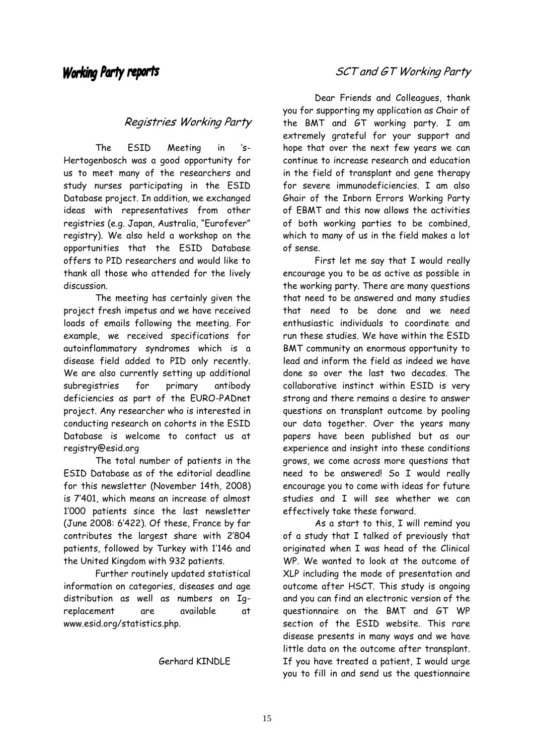# Working Party reports

## Registries Working Party

The ESID Meeting in 's-Hertogenbosch was a good opportunity for us to meet many of the researchers and study nurses participating in the ESID Database project. In addition, we exchanged ideas with representatives from other registries (e.g. Japan, Australia, "Eurofever" registry). We also held a workshop on the opportunities that the ESID Database offers to PID researchers and would like to thank all those who attended for the lively discussion.

The meeting has certainly given the project fresh impetus and we have received loads of emails following the meeting. For example, we received specifications for autoinflammatory syndromes which is a disease field added to PID only recently. We are also currently setting up additional subregistries for primary antibody deficiencies as part of the EURO-PADnet project. Any researcher who is interested in conducting research on cohorts in the ESID Database is welcome to contact us at registry@esid.org

The total number of patients in the ESID Database as of the editorial deadline for this newsletter (November 14th, 2008) is 7'401, which means an increase of almost 1'000 patients since the last newsletter (June 2008: 6'422). Of these, France by far contributes the largest share with 2'804 patients, followed by Turkey with 1'146 and the United Kingdom with 932 patients.

Further routinely updated statistical information on categories, diseases and age distribution as well as numbers on Ig-replacement are available at www.esid.org/statistics.php.

Gerhard KINDLE

## SCT and GT Working Party

Dear Friends and Colleagues, thank you for supporting my application as Chair of the BMT and GT working party. I am extremely grateful for your support and hope that over the next few years we can continue to increase research and education in the field of transplant and gene therapy for severe immunodeficiencies. I am also Chair of the Inborn Errors Working Party of EBMT and this now allows the activities of both working parties to be combined, which to many of us in the field makes a lot of sense.

First let me say that I would really encourage you to be as active as possible in the working party. There are many questions that need to be answered and many studies that need to be done and we need enthusiastic individuals to coordinate and run these studies. We have within the ESID BMT community an enormous opportunity to lead and inform the field as indeed we have done so over the last two decades. The collaborative instinct within ESID is very strong and there remains a desire to answer questions on transplant outcome by pooling our data together. Over the years many papers have been published but as our experience and insight into these conditions grows, we come across more questions that need to be answered! So I would really encourage you to come with ideas for future studies and I will see whether we can effectively take these forward.

As a start to this, I will remind you of a study that I talked of previously that originated when I was head of the Clinical WP. We wanted to look at the outcome of XLP including the mode of presentation and outcome after HSCT. This study is ongoing and you can find an electronic version of the questionnaire on the BMT and GT WP section of the ESID website. This rare disease presents in many ways and we have little data on the outcome after transplant. If you have treated a patient, I would urge you to fill in and send us the questionnaire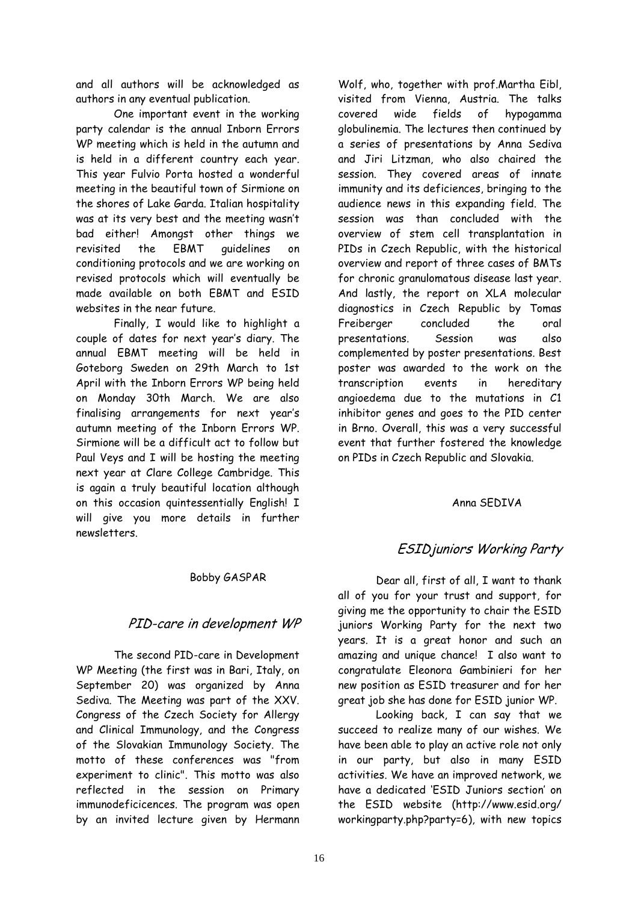and all authors will be acknowledged as authors in any eventual publication.

One important event in the working party calendar is the annual Inborn Errors WP meeting which is held in the autumn and is held in a different country each year. This year Fulvio Porta hosted a wonderful meeting in the beautiful town of Sirmione on the shores of Lake Garda. Italian hospitality was at its very best and the meeting wasn't bad either! Amongst other things we revisited the EBMT guidelines on conditioning protocols and we are working on revised protocols which will eventually be made available on both EBMT and ESID websites in the near future.

Finally, I would like to highlight a couple of dates for next year's diary. The annual EBMT meeting will be held in Goteborg Sweden on 29th March to 1st April with the Inborn Errors WP being held on Monday 30th March. We are also finalising arrangements for next year's autumn meeting of the Inborn Errors WP. Sirmione will be a difficult act to follow but Paul Veys and I will be hosting the meeting next year at Clare College Cambridge. This is again a truly beautiful location although on this occasion quintessentially English! I will give you more details in further newsletters.

Bobby GASPAR

## *PID-care in development WP*

The second PID-care in Development WP Meeting (the first was in Bari, Italy, on September 20) was organized by Anna Sediva. The Meeting was part of the XXV. Congress of the Czech Society for Allergy and Clinical Immunology, and the Congress of the Slovakian Immunology Society. The motto of these conferences was "from experiment to clinic". This motto was also reflected in the session on Primary immunodeficicences. The program was open by an invited lecture given by Hermann Wolf, who, together with prof.Martha Eibl, visited from Vienna, Austria. The talks covered wide fields of hypogamma globulinemia. The lectures then continued by a series of presentations by Anna Sediva and Jiri Litzman, who also chaired the session. They covered areas of innate immunity and its deficiences, bringing to the audience news in this expanding field. The session was than concluded with the overview of stem cell transplantation in PIDs in Czech Republic, with the historical overview and report of three cases of BMTs for chronic granulomatous disease last year. And lastly, the report on XLA molecular diagnostics in Czech Republic by Tomas Freiberger concluded the oral presentations. Session was also complemented by poster presentations. Best poster was awarded to the work on the transcription events in hereditary angioedema due to the mutations in C1 inhibitor genes and goes to the PID center in Brno. Overall, this was a very successful event that further fostered the knowledge on PIDs in Czech Republic and Slovakia.

Anna SEDIVA

## *ESIDjuniors Working Party*

Dear all, first of all, I want to thank all of you for your trust and support, for giving me the opportunity to chair the ESID juniors Working Party for the next two years. It is a great honor and such an amazing and unique chance! I also want to congratulate Eleonora Gambinieri for her new position as ESID treasurer and for her great job she has done for ESID junior WP.

Looking back, I can say that we succeed to realize many of our wishes. We have been able to play an active role not only in our party, but also in many ESID activities. We have an improved network, we have a dedicated 'ESID Juniors section' on the ESID website (http://www.esid.org/workingparty.php?party=6), with new topics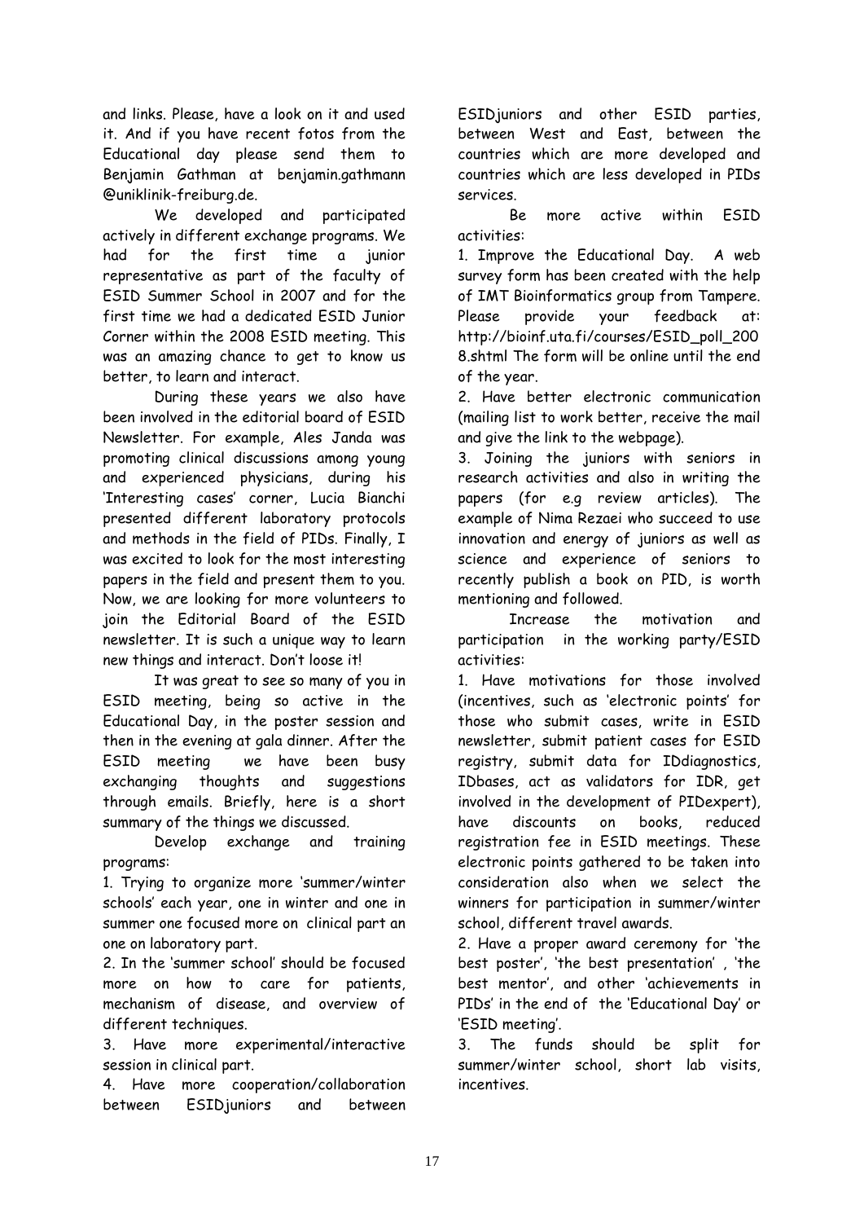and links. Please, have a look on it and used it. And if you have recent fotos from the Educational day please send them to Benjamin Gathman at benjamin.gathmann @uniklinik-freiburg.de.

We developed and participated actively in different exchange programs. We had for the first time a junior representative as part of the faculty of ESID Summer School in 2007 and for the first time we had a dedicated ESID Junior Corner within the 2008 ESID meeting. This was an amazing chance to get to know us better, to learn and interact.

During these years we also have been involved in the editorial board of ESID Newsletter. For example, Ales Janda was promoting clinical discussions among young and experienced physicians, during his 'Interesting cases' corner, Lucia Bianchi presented different laboratory protocols and methods in the field of PIDs. Finally, I was excited to look for the most interesting papers in the field and present them to you. Now, we are looking for more volunteers to join the Editorial Board of the ESID newsletter. It is such a unique way to learn new things and interact. Don't loose it!

It was great to see so many of you in ESID meeting, being so active in the Educational Day, in the poster session and then in the evening at gala dinner. After the ESID meeting we have been busy exchanging thoughts and suggestions through emails. Briefly, here is a short summary of the things we discussed.

Develop exchange and training programs:

1. Trying to organize more 'summer/winter schools' each year, one in winter and one in summer one focused more on clinical part an one on laboratory part.
2. In the 'summer school' should be focused more on how to care for patients, mechanism of disease, and overview of different techniques.
3. Have more experimental/interactive session in clinical part.
4. Have more cooperation/collaboration between ESIDjuniors and between ESIDjuniors and other ESID parties, between West and East, between the countries which are more developed and countries which are less developed in PIDs services.

Be more active within ESID activities:

1. Improve the Educational Day. A web survey form has been created with the help of IMT Bioinformatics group from Tampere. Please provide your feedback at: http://bioinf.uta.fi/courses/ESID_poll_2008.shtml The form will be online until the end of the year.
2. Have better electronic communication (mailing list to work better, receive the mail and give the link to the webpage).
3. Joining the juniors with seniors in research activities and also in writing the papers (for e.g review articles). The example of Nima Rezaei who succeed to use innovation and energy of juniors as well as science and experience of seniors to recently publish a book on PID, is worth mentioning and followed.

Increase the motivation and participation in the working party/ESID activities:

1. Have motivations for those involved (incentives, such as 'electronic points' for those who submit cases, write in ESID newsletter, submit patient cases for ESID registry, submit data for IDdiagnostics, IDbases, act as validators for IDR, get involved in the development of PIDexpert), have discounts on books, reduced registration fee in ESID meetings. These electronic points gathered to be taken into consideration also when we select the winners for participation in summer/winter school, different travel awards.
2. Have a proper award ceremony for 'the best poster', 'the best presentation' , 'the best mentor', and other 'achievements in PIDs' in the end of the 'Educational Day' or 'ESID meeting'.
3. The funds should be split for summer/winter school, short lab visits, incentives.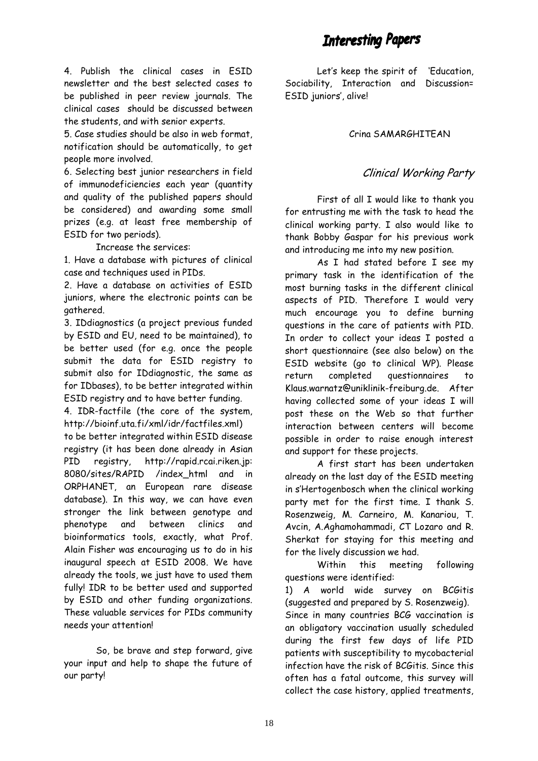4. Publish the clinical cases in ESID newsletter and the best selected cases to be published in peer review journals. The clinical cases should be discussed between the students, and with senior experts.

5. Case studies should be also in web format, notification should be automatically, to get people more involved.

6. Selecting best junior researchers in field of immunodeficiencies each year (quantity and quality of the published papers should be considered) and awarding some small prizes (e.g. at least free membership of ESID for two periods).

Increase the services:

1. Have a database with pictures of clinical case and techniques used in PIDs.

2. Have a database on activities of ESID juniors, where the electronic points can be gathered.

3. IDdiagnostics (a project previous funded by ESID and EU, need to be maintained), to be better used (for e.g. once the people submit the data for ESID registry to submit also for IDdiagnostic, the same as for IDbases), to be better integrated within ESID registry and to have better funding.

4. IDR-factfile (the core of the system, http://bioinf.uta.fi/xml/idr/factfiles.xml) to be better integrated within ESID disease registry (it has been done already in Asian PID registry, http://rapid.rcai.riken.jp:8080/sites/RAPID /index_html and in ORPHANET, an European rare disease database). In this way, we can have even stronger the link between genotype and phenotype and between clinics and bioinformatics tools, exactly, what Prof. Alain Fisher was encouraging us to do in his inaugural speech at ESID 2008. We have already the tools, we just have to used them fully! IDR to be better used and supported by ESID and other funding organizations. These valuable services for PIDs community needs your attention!

So, be brave and step forward, give your input and help to shape the future of our party!

Let's keep the spirit of 'Education, Sociability, Interaction and Discussion= ESID juniors', alive!

Crina SAMARGHITEAN

## *Clinical Working Party*

First of all I would like to thank you for entrusting me with the task to head the clinical working party. I also would like to thank Bobby Gaspar for his previous work and introducing me into my new position.

As I had stated before I see my primary task in the identification of the most burning tasks in the different clinical aspects of PID. Therefore I would very much encourage you to define burning questions in the care of patients with PID. In order to collect your ideas I posted a short questionnaire (see also below) on the ESID website (go to clinical WP). Please return completed questionnaires to Klaus.warnatz@uniklinik-freiburg.de. After having collected some of your ideas I will post these on the Web so that further interaction between centers will become possible in order to raise enough interest and support for these projects.

A first start has been undertaken already on the last day of the ESID meeting in s'Hertogenbosch when the clinical working party met for the first time. I thank S. Rosenzweig, M. Carneiro, M. Kanariou, T. Avcin, A.Aghamohammadi, CT Lozaro and R. Sherkat for staying for this meeting and for the lively discussion we had.

Within this meeting following questions were identified:

1) A world wide survey on BCGitis (suggested and prepared by S. Rosenzweig). Since in many countries BCG vaccination is an obligatory vaccination usually scheduled during the first few days of life PID patients with susceptibility to mycobacterial infection have the risk of BCGitis. Since this often has a fatal outcome, this survey will collect the case history, applied treatments,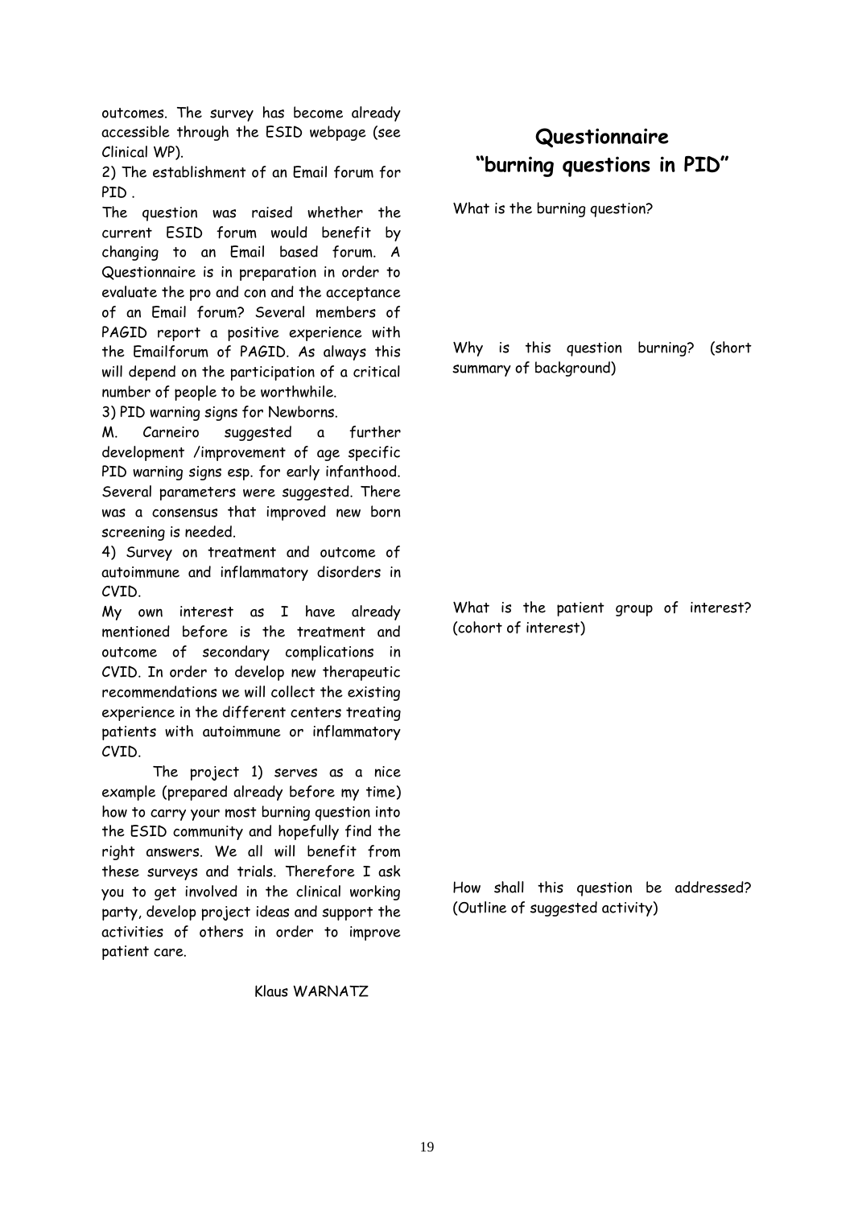outcomes. The survey has become already accessible through the ESID webpage (see Clinical WP).

2) The establishment of an Email forum for PID .

The question was raised whether the current ESID forum would benefit by changing to an Email based forum. A Questionnaire is in preparation in order to evaluate the pro and con and the acceptance of an Email forum? Several members of PAGID report a positive experience with the Emailforum of PAGID. As always this will depend on the participation of a critical number of people to be worthwhile.

3) PID warning signs for Newborns.

M. Carneiro suggested a further development /improvement of age specific PID warning signs esp. for early infanthood. Several parameters were suggested. There was a consensus that improved new born screening is needed.

4) Survey on treatment and outcome of autoimmune and inflammatory disorders in CVID.

My own interest as I have already mentioned before is the treatment and outcome of secondary complications in CVID. In order to develop new therapeutic recommendations we will collect the existing experience in the different centers treating patients with autoimmune or inflammatory CVID.

The project 1) serves as a nice example (prepared already before my time) how to carry your most burning question into the ESID community and hopefully find the right answers. We all will benefit from these surveys and trials. Therefore I ask you to get involved in the clinical working party, develop project ideas and support the activities of others in order to improve patient care.

Klaus WARNATZ

## Questionnaire "burning questions in PID"

What is the burning question?

Why is this question burning? (short summary of background)

What is the patient group of interest? (cohort of interest)

How shall this question be addressed? (Outline of suggested activity)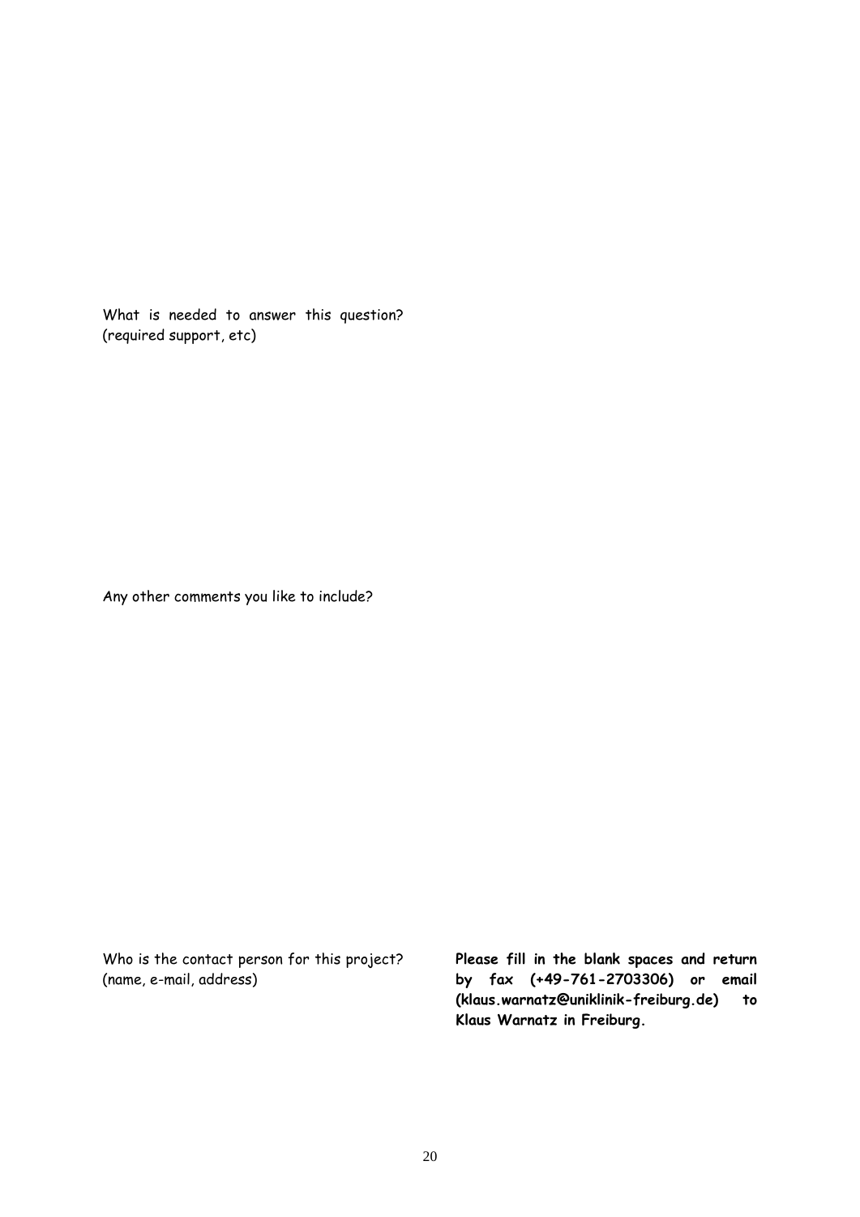What is needed to answer this question?
(required support, etc)

Any other comments you like to include?

Who is the contact person for this project?
(name, e-mail, address)

**Please fill in the blank spaces and return by fax (+49-761-2703306) or email (klaus.warnatz@uniklinik-freiburg.de) to Klaus Warnatz in Freiburg.**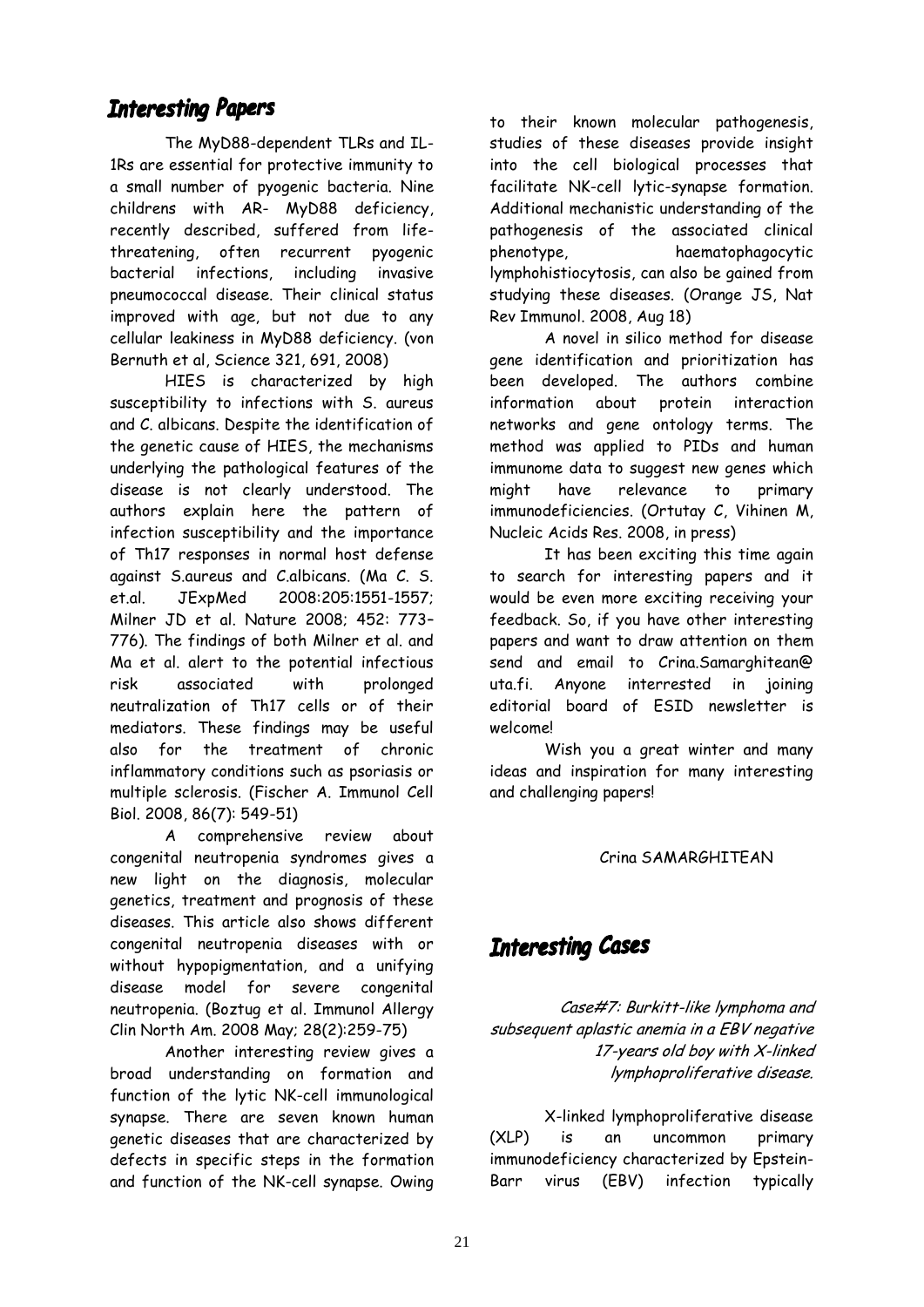## Interesting Papers

The MyD88-dependent TLRs and IL-1Rs are essential for protective immunity to a small number of pyogenic bacteria. Nine childrens with AR- MyD88 deficiency, recently described, suffered from life-threatening, often recurrent pyogenic bacterial infections, including invasive pneumococcal disease. Their clinical status improved with age, but not due to any cellular leakiness in MyD88 deficiency. (von Bernuth et al, Science 321, 691, 2008)

HIES is characterized by high susceptibility to infections with S. aureus and C. albicans. Despite the identification of the genetic cause of HIES, the mechanisms underlying the pathological features of the disease is not clearly understood. The authors explain here the pattern of infection susceptibility and the importance of Th17 responses in normal host defense against S.aureus and C.albicans. (Ma C. S. et.al. JExpMed 2008:205:1551-1557; Milner JD et al. Nature 2008; 452: 773–776). The findings of both Milner et al. and Ma et al. alert to the potential infectious risk associated with prolonged neutralization of Th17 cells or of their mediators. These findings may be useful also for the treatment of chronic inflammatory conditions such as psoriasis or multiple sclerosis. (Fischer A. Immunol Cell Biol. 2008, 86(7): 549-51)

A comprehensive review about congenital neutropenia syndromes gives a new light on the diagnosis, molecular genetics, treatment and prognosis of these diseases. This article also shows different congenital neutropenia diseases with or without hypopigmentation, and a unifying disease model for severe congenital neutropenia. (Boztug et al. Immunol Allergy Clin North Am. 2008 May; 28(2):259-75)

Another interesting review gives a broad understanding on formation and function of the lytic NK-cell immunological synapse. There are seven known human genetic diseases that are characterized by defects in specific steps in the formation and function of the NK-cell synapse. Owing to their known molecular pathogenesis, studies of these diseases provide insight into the cell biological processes that facilitate NK-cell lytic-synapse formation. Additional mechanistic understanding of the pathogenesis of the associated clinical phenotype, haematophagocytic lymphohistiocytosis, can also be gained from studying these diseases. (Orange JS, Nat Rev Immunol. 2008, Aug 18)

A novel in silico method for disease gene identification and prioritization has been developed. The authors combine information about protein interaction networks and gene ontology terms. The method was applied to PIDs and human immunome data to suggest new genes which might have relevance to primary immunodeficiencies. (Ortutay C, Vihinen M, Nucleic Acids Res. 2008, in press)

It has been exciting this time again to search for interesting papers and it would be even more exciting receiving your feedback. So, if you have other interesting papers and want to draw attention on them send and email to Crina.Samarghitean@uta.fi. Anyone interrested in joining editorial board of ESID newsletter is welcome!

Wish you a great winter and many ideas and inspiration for many interesting and challenging papers!

Crina SAMARGHITEAN

## Interesting Cases

*Case#7: Burkitt-like lymphoma and subsequent aplastic anemia in a EBV negative 17-years old boy with X-linked lymphoproliferative disease.*

X-linked lymphoproliferative disease (XLP) is an uncommon primary immunodeficiency characterized by Epstein-Barr virus (EBV) infection typically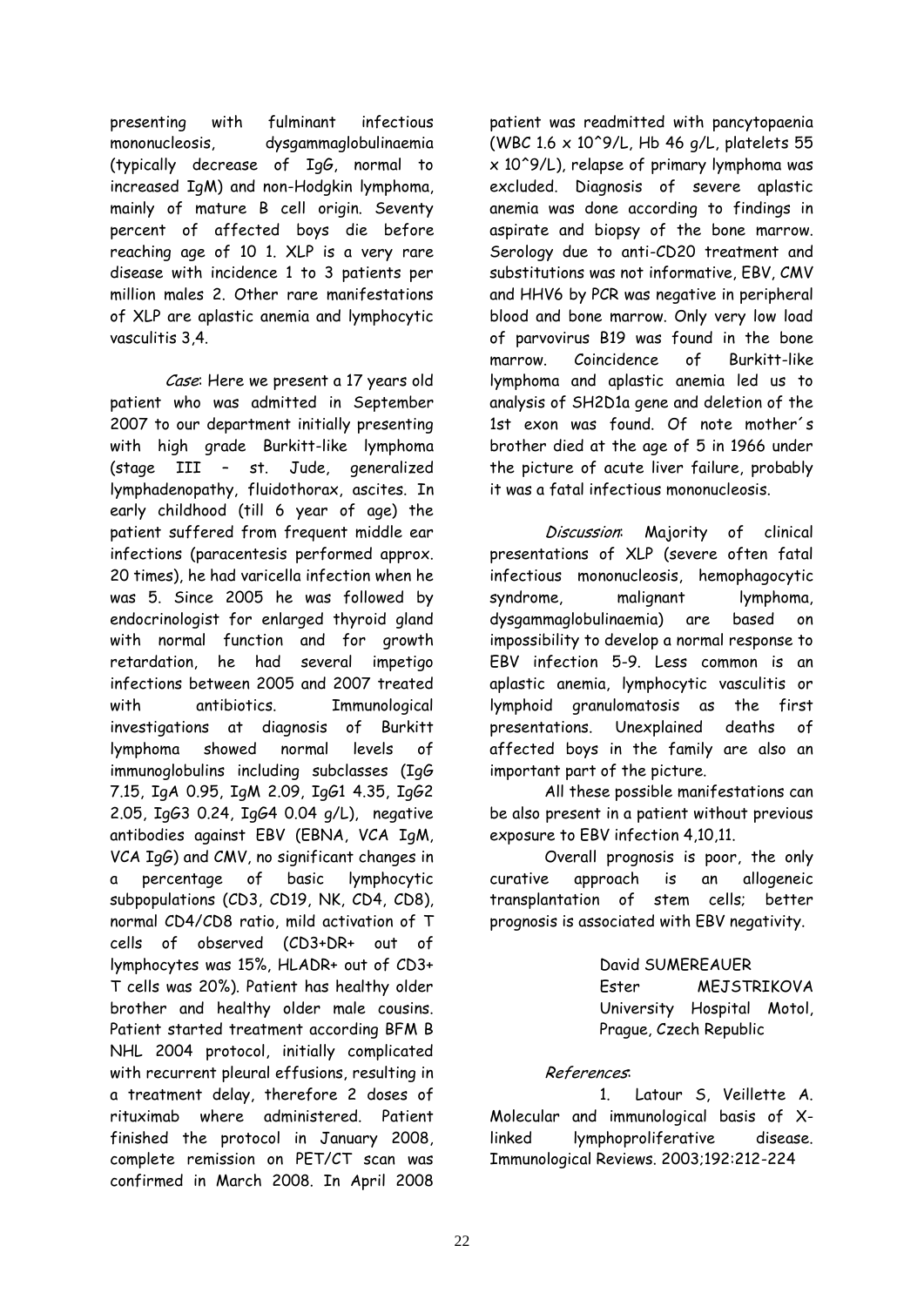presenting with fulminant infectious mononucleosis, dysgammaglobulinaemia (typically decrease of IgG, normal to increased IgM) and non-Hodgkin lymphoma, mainly of mature B cell origin. Seventy percent of affected boys die before reaching age of 10 1. XLP is a very rare disease with incidence 1 to 3 patients per million males 2. Other rare manifestations of XLP are aplastic anemia and lymphocytic vasculitis 3,4.

*Case*: Here we present a 17 years old patient who was admitted in September 2007 to our department initially presenting with high grade Burkitt-like lymphoma (stage III – st. Jude, generalized lymphadenopathy, fluidothorax, ascites. In early childhood (till 6 year of age) the patient suffered from frequent middle ear infections (paracentesis performed approx. 20 times), he had varicella infection when he was 5. Since 2005 he was followed by endocrinologist for enlarged thyroid gland with normal function and for growth retardation, he had several impetigo infections between 2005 and 2007 treated with antibiotics. Immunological investigations at diagnosis of Burkitt lymphoma showed normal levels of immunoglobulins including subclasses (IgG 7.15, IgA 0.95, IgM 2.09, IgG1 4.35, IgG2 2.05, IgG3 0.24, IgG4 0.04 g/L), negative antibodies against EBV (EBNA, VCA IgM, VCA IgG) and CMV, no significant changes in a percentage of basic lymphocytic subpopulations (CD3, CD19, NK, CD4, CD8), normal CD4/CD8 ratio, mild activation of T cells of observed (CD3+DR+ out of lymphocytes was 15%, HLADR+ out of CD3+ T cells was 20%). Patient has healthy older brother and healthy older male cousins. Patient started treatment according BFM B NHL 2004 protocol, initially complicated with recurrent pleural effusions, resulting in a treatment delay, therefore 2 doses of rituximab where administered. Patient finished the protocol in January 2008, complete remission on PET/CT scan was confirmed in March 2008. In April 2008 patient was readmitted with pancytopaenia (WBC $1.6 \times 10^9$/L, Hb 46 g/L, platelets $55 \times 10^9$/L), relapse of primary lymphoma was excluded. Diagnosis of severe aplastic anemia was done according to findings in aspirate and biopsy of the bone marrow. Serology due to anti-CD20 treatment and substitutions was not informative, EBV, CMV and HHV6 by PCR was negative in peripheral blood and bone marrow. Only very low load of parvovirus B19 was found in the bone marrow. Coincidence of Burkitt-like lymphoma and aplastic anemia led us to analysis of SH2D1a gene and deletion of the 1st exon was found. Of note mother´s brother died at the age of 5 in 1966 under the picture of acute liver failure, probably it was a fatal infectious mononucleosis.

*Discussion*: Majority of clinical presentations of XLP (severe often fatal infectious mononucleosis, hemophagocytic syndrome, malignant lymphoma, dysgammaglobulinaemia) are based on impossibility to develop a normal response to EBV infection 5-9. Less common is an aplastic anemia, lymphocytic vasculitis or lymphoid granulomatosis as the first presentations. Unexplained deaths of affected boys in the family are also an important part of the picture.

All these possible manifestations can be also present in a patient without previous exposure to EBV infection 4,10,11.

Overall prognosis is poor, the only curative approach is an allogeneic transplantation of stem cells; better prognosis is associated with EBV negativity.

David SUMEREAUER
Ester MEJSTRIKOVA
University Hospital Motol, Prague, Czech Republic

*References*:

1. Latour S, Veillette A. Molecular and immunological basis of X-linked lymphoproliferative disease. Immunological Reviews. 2003;192:212-224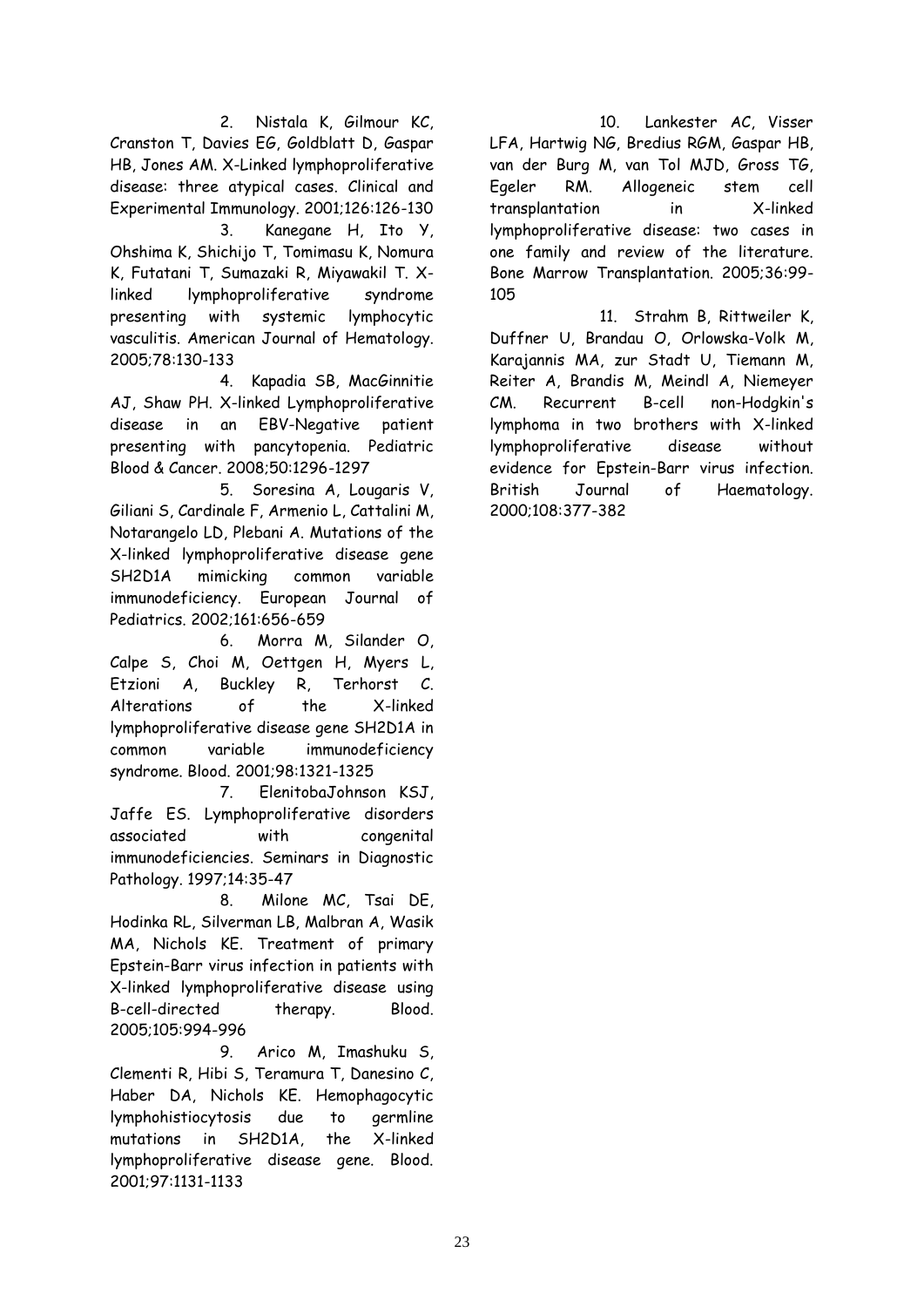2. Nistala K, Gilmour KC, Cranston T, Davies EG, Goldblatt D, Gaspar HB, Jones AM. X-Linked lymphoproliferative disease: three atypical cases. Clinical and Experimental Immunology. 2001;126:126-130

3. Kanegane H, Ito Y, Ohshima K, Shichijo T, Tomimasu K, Nomura K, Futatani T, Sumazaki R, Miyawakil T. X-linked lymphoproliferative syndrome presenting with systemic lymphocytic vasculitis. American Journal of Hematology. 2005;78:130-133

4. Kapadia SB, MacGinnitie AJ, Shaw PH. X-linked Lymphoproliferative disease in an EBV-Negative patient presenting with pancytopenia. Pediatric Blood & Cancer. 2008;50:1296-1297

5. Soresina A, Lougaris V, Giliani S, Cardinale F, Armenio L, Cattalini M, Notarangelo LD, Plebani A. Mutations of the X-linked lymphoproliferative disease gene SH2D1A mimicking common variable immunodeficiency. European Journal of Pediatrics. 2002;161:656-659

6. Morra M, Silander O, Calpe S, Choi M, Oettgen H, Myers L, Etzioni A, Buckley R, Terhorst C. Alterations of the X-linked lymphoproliferative disease gene SH2D1A in common variable immunodeficiency syndrome. Blood. 2001;98:1321-1325

7. ElenitobaJohnson KSJ, Jaffe ES. Lymphoproliferative disorders associated with congenital immunodeficiencies. Seminars in Diagnostic Pathology. 1997;14:35-47

8. Milone MC, Tsai DE, Hodinka RL, Silverman LB, Malbran A, Wasik MA, Nichols KE. Treatment of primary Epstein-Barr virus infection in patients with X-linked lymphoproliferative disease using B-cell-directed therapy. Blood. 2005;105:994-996

9. Arico M, Imashuku S, Clementi R, Hibi S, Teramura T, Danesino C, Haber DA, Nichols KE. Hemophagocytic lymphohistiocytosis due to germline mutations in SH2D1A, the X-linked lymphoproliferative disease gene. Blood. 2001;97:1131-1133

10. Lankester AC, Visser LFA, Hartwig NG, Bredius RGM, Gaspar HB, van der Burg M, van Tol MJD, Gross TG, Egeler RM. Allogeneic stem cell transplantation in X-linked lymphoproliferative disease: two cases in one family and review of the literature. Bone Marrow Transplantation. 2005;36:99-105

11. Strahm B, Rittweiler K, Duffner U, Brandau O, Orlowska-Volk M, Karajannis MA, zur Stadt U, Tiemann M, Reiter A, Brandis M, Meindl A, Niemeyer CM. Recurrent B-cell non-Hodgkin's lymphoma in two brothers with X-linked lymphoproliferative disease without evidence for Epstein-Barr virus infection. British Journal of Haematology. 2000;108:377-382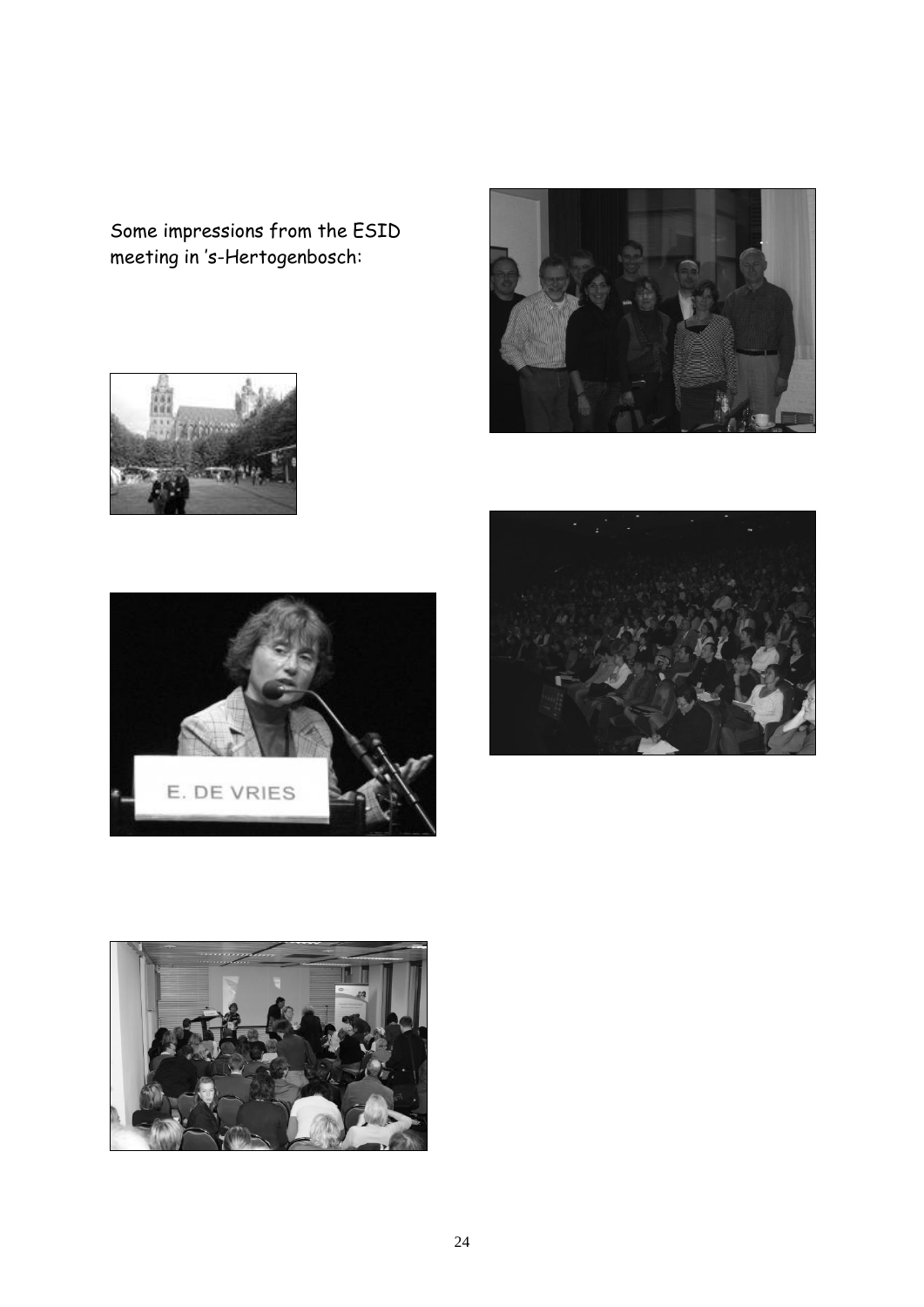Some impressions from the ESID meeting in 's-Hertogenbosch: